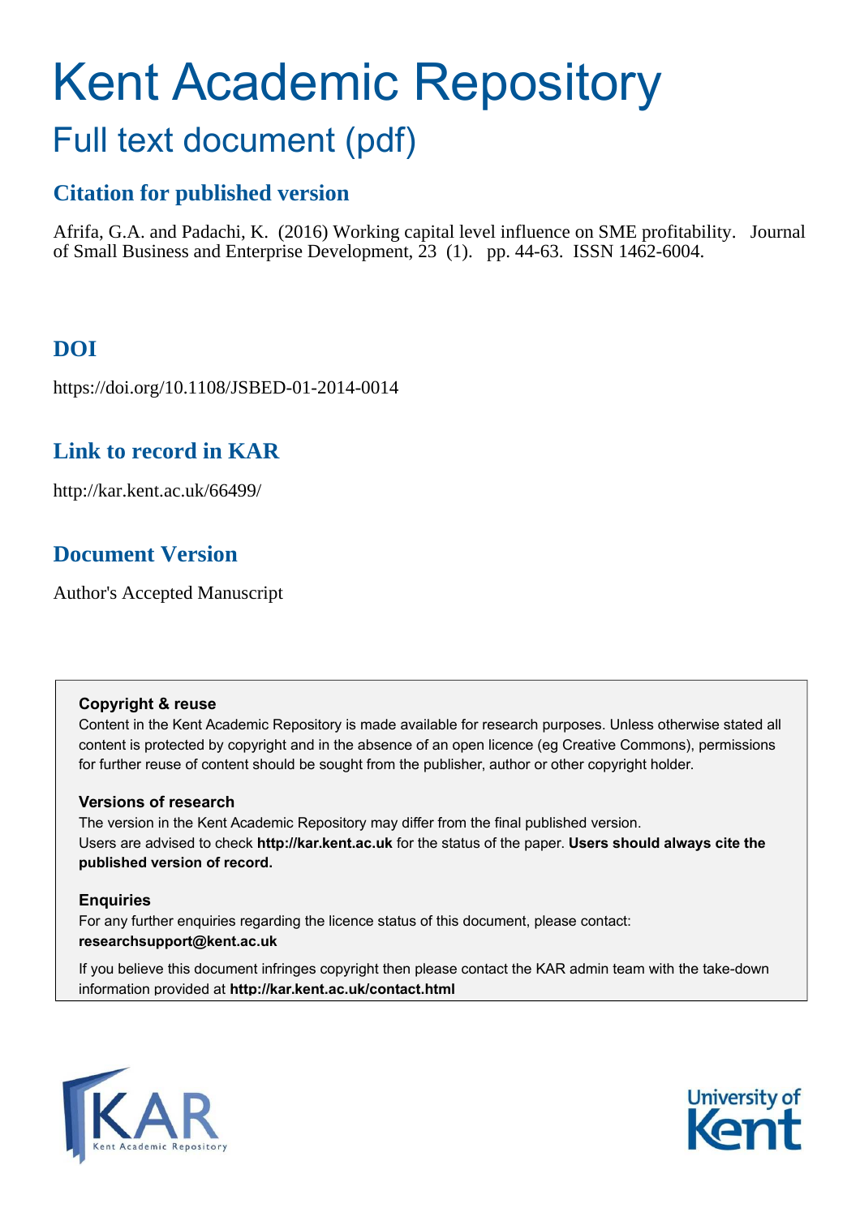# Kent Academic Repository

## Full text document (pdf)

### Citation for published version

Afrifa, G.A. and Padachi, K. (2016) Working capital level influence on SME profitability. Journal of Small Business and Enterprise Development, 23 (1). pp. 44-63. ISSN 1462-6004.

### DOI

https://doi.org/10.1108/JSBED-01-2014-0014

### Link to record in KAR

http://kar.kent.ac.uk/66499/

### Document Version

Author's Accepted Manuscript

**Copyright & reuse**

Content in the Kent Academic Repository is made available for research purposes. Unless otherwise stated all content is protected by copyright and in the absence of an open licence (eg Creative Commons), permissions for further reuse of content should be sought from the publisher, author or other copyright holder.

**Versions of research**

The version in the Kent Academic Repository may differ from the final published version.
Users are advised to check **http://kar.kent.ac.uk** for the status of the paper. **Users should always cite the published version of record.**

**Enquiries**

For any further enquiries regarding the licence status of this document, please contact:
**researchsupport@kent.ac.uk**

If you believe this document infringes copyright then please contact the KAR admin team with the take-down information provided at **http://kar.kent.ac.uk/contact.html**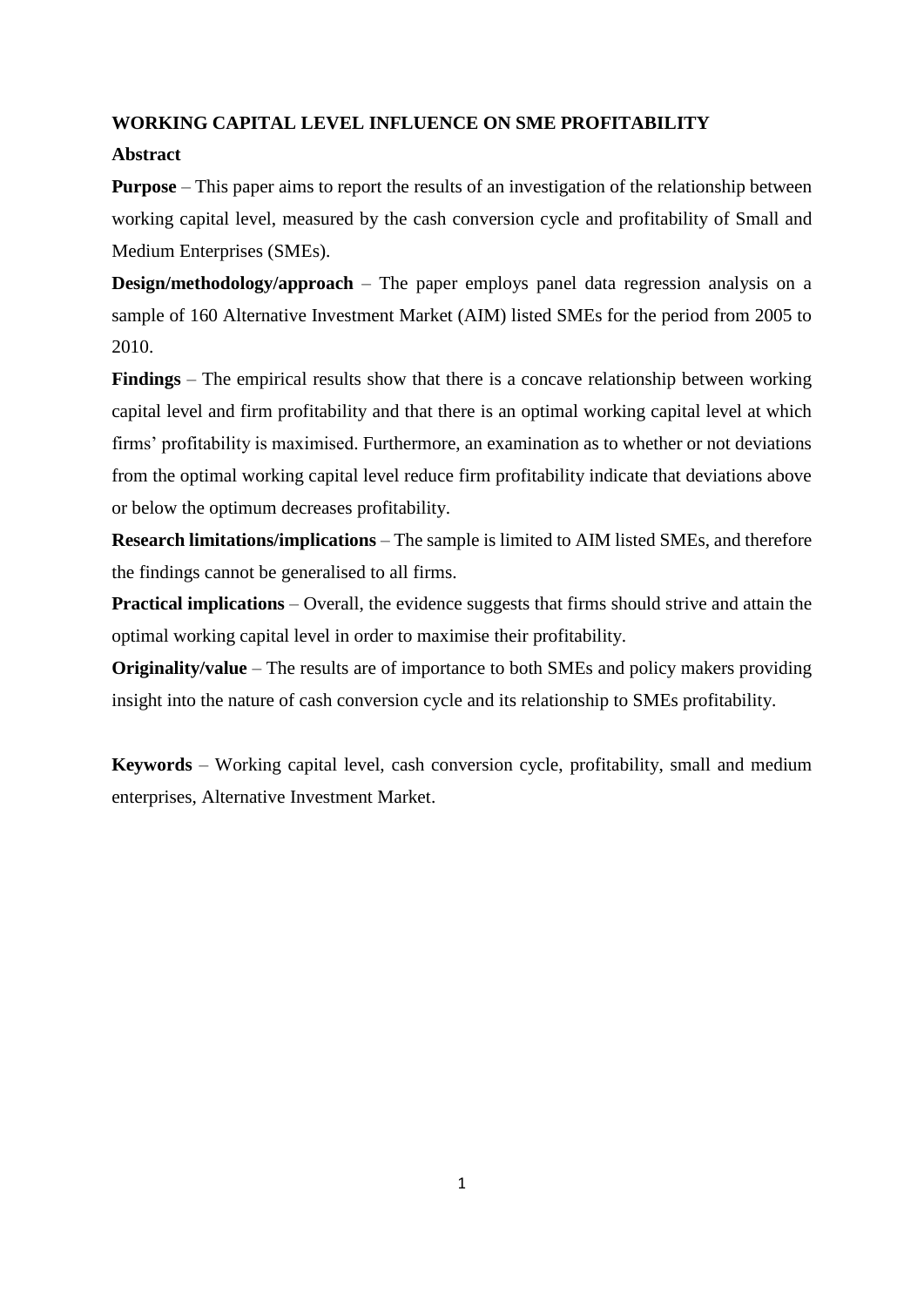**WORKING CAPITAL LEVEL INFLUENCE ON SME PROFITABILITY**

**Abstract**

**Purpose** – This paper aims to report the results of an investigation of the relationship between working capital level, measured by the cash conversion cycle and profitability of Small and Medium Enterprises (SMEs).

**Design/methodology/approach** – The paper employs panel data regression analysis on a sample of 160 Alternative Investment Market (AIM) listed SMEs for the period from 2005 to 2010.

**Findings** – The empirical results show that there is a concave relationship between working capital level and firm profitability and that there is an optimal working capital level at which firms' profitability is maximised. Furthermore, an examination as to whether or not deviations from the optimal working capital level reduce firm profitability indicate that deviations above or below the optimum decreases profitability.

**Research limitations/implications** – The sample is limited to AIM listed SMEs, and therefore the findings cannot be generalised to all firms.

**Practical implications** – Overall, the evidence suggests that firms should strive and attain the optimal working capital level in order to maximise their profitability.

**Originality/value** – The results are of importance to both SMEs and policy makers providing insight into the nature of cash conversion cycle and its relationship to SMEs profitability.

**Keywords** – Working capital level, cash conversion cycle, profitability, small and medium enterprises, Alternative Investment Market.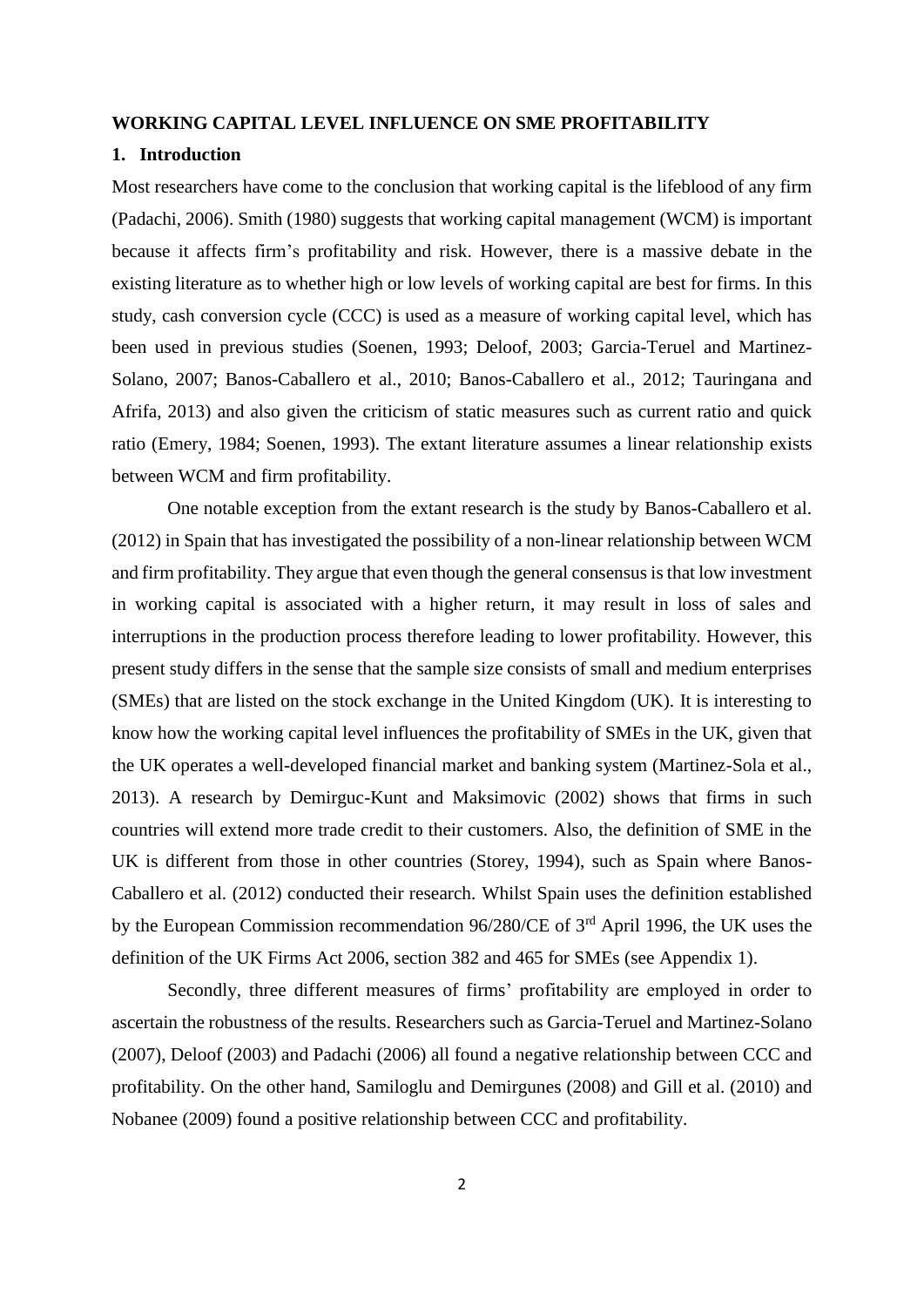# WORKING CAPITAL LEVEL INFLUENCE ON SME PROFITABILITY

## 1. Introduction

Most researchers have come to the conclusion that working capital is the lifeblood of any firm (Padachi, 2006). Smith (1980) suggests that working capital management (WCM) is important because it affects firm's profitability and risk. However, there is a massive debate in the existing literature as to whether high or low levels of working capital are best for firms. In this study, cash conversion cycle (CCC) is used as a measure of working capital level, which has been used in previous studies (Soenen, 1993; Deloof, 2003; Garcia-Teruel and Martinez-Solano, 2007; Banos-Caballero et al., 2010; Banos-Caballero et al., 2012; Tauringana and Afrifa, 2013) and also given the criticism of static measures such as current ratio and quick ratio (Emery, 1984; Soenen, 1993). The extant literature assumes a linear relationship exists between WCM and firm profitability.

One notable exception from the extant research is the study by Banos-Caballero et al. (2012) in Spain that has investigated the possibility of a non-linear relationship between WCM and firm profitability. They argue that even though the general consensus is that low investment in working capital is associated with a higher return, it may result in loss of sales and interruptions in the production process therefore leading to lower profitability. However, this present study differs in the sense that the sample size consists of small and medium enterprises (SMEs) that are listed on the stock exchange in the United Kingdom (UK). It is interesting to know how the working capital level influences the profitability of SMEs in the UK, given that the UK operates a well-developed financial market and banking system (Martinez-Sola et al., 2013). A research by Demirguc-Kunt and Maksimovic (2002) shows that firms in such countries will extend more trade credit to their customers. Also, the definition of SME in the UK is different from those in other countries (Storey, 1994), such as Spain where Banos-Caballero et al. (2012) conducted their research. Whilst Spain uses the definition established by the European Commission recommendation 96/280/CE of 3rd April 1996, the UK uses the definition of the UK Firms Act 2006, section 382 and 465 for SMEs (see Appendix 1).

Secondly, three different measures of firms' profitability are employed in order to ascertain the robustness of the results. Researchers such as Garcia-Teruel and Martinez-Solano (2007), Deloof (2003) and Padachi (2006) all found a negative relationship between CCC and profitability. On the other hand, Samiloglu and Demirgunes (2008) and Gill et al. (2010) and Nobanee (2009) found a positive relationship between CCC and profitability.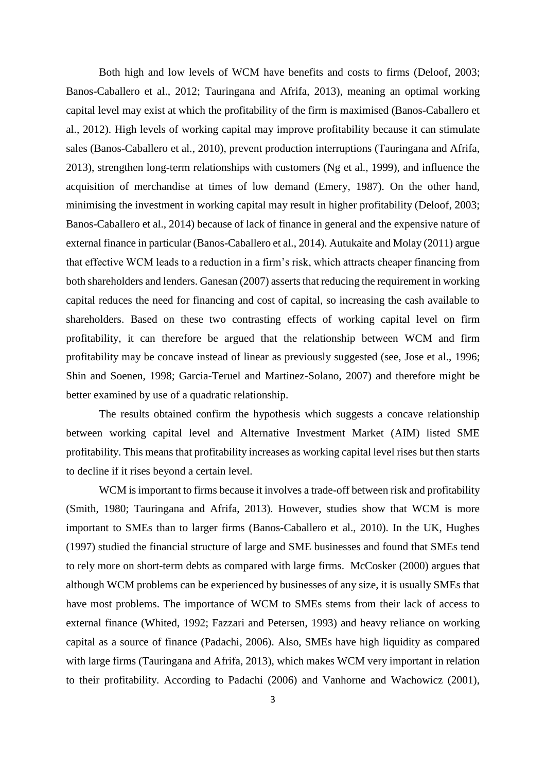Both high and low levels of WCM have benefits and costs to firms (Deloof, 2003; Banos-Caballero et al., 2012; Tauringana and Afrifa, 2013), meaning an optimal working capital level may exist at which the profitability of the firm is maximised (Banos-Caballero et al., 2012). High levels of working capital may improve profitability because it can stimulate sales (Banos-Caballero et al., 2010), prevent production interruptions (Tauringana and Afrifa, 2013), strengthen long-term relationships with customers (Ng et al., 1999), and influence the acquisition of merchandise at times of low demand (Emery, 1987). On the other hand, minimising the investment in working capital may result in higher profitability (Deloof, 2003; Banos-Caballero et al., 2014) because of lack of finance in general and the expensive nature of external finance in particular (Banos-Caballero et al., 2014). Autukaite and Molay (2011) argue that effective WCM leads to a reduction in a firm's risk, which attracts cheaper financing from both shareholders and lenders. Ganesan (2007) asserts that reducing the requirement in working capital reduces the need for financing and cost of capital, so increasing the cash available to shareholders. Based on these two contrasting effects of working capital level on firm profitability, it can therefore be argued that the relationship between WCM and firm profitability may be concave instead of linear as previously suggested (see, Jose et al., 1996; Shin and Soenen, 1998; Garcia-Teruel and Martinez-Solano, 2007) and therefore might be better examined by use of a quadratic relationship.

The results obtained confirm the hypothesis which suggests a concave relationship between working capital level and Alternative Investment Market (AIM) listed SME profitability. This means that profitability increases as working capital level rises but then starts to decline if it rises beyond a certain level.

WCM is important to firms because it involves a trade-off between risk and profitability (Smith, 1980; Tauringana and Afrifa, 2013). However, studies show that WCM is more important to SMEs than to larger firms (Banos-Caballero et al., 2010). In the UK, Hughes (1997) studied the financial structure of large and SME businesses and found that SMEs tend to rely more on short-term debts as compared with large firms. McCosker (2000) argues that although WCM problems can be experienced by businesses of any size, it is usually SMEs that have most problems. The importance of WCM to SMEs stems from their lack of access to external finance (Whited, 1992; Fazzari and Petersen, 1993) and heavy reliance on working capital as a source of finance (Padachi, 2006). Also, SMEs have high liquidity as compared with large firms (Tauringana and Afrifa, 2013), which makes WCM very important in relation to their profitability. According to Padachi (2006) and Vanhorne and Wachowicz (2001),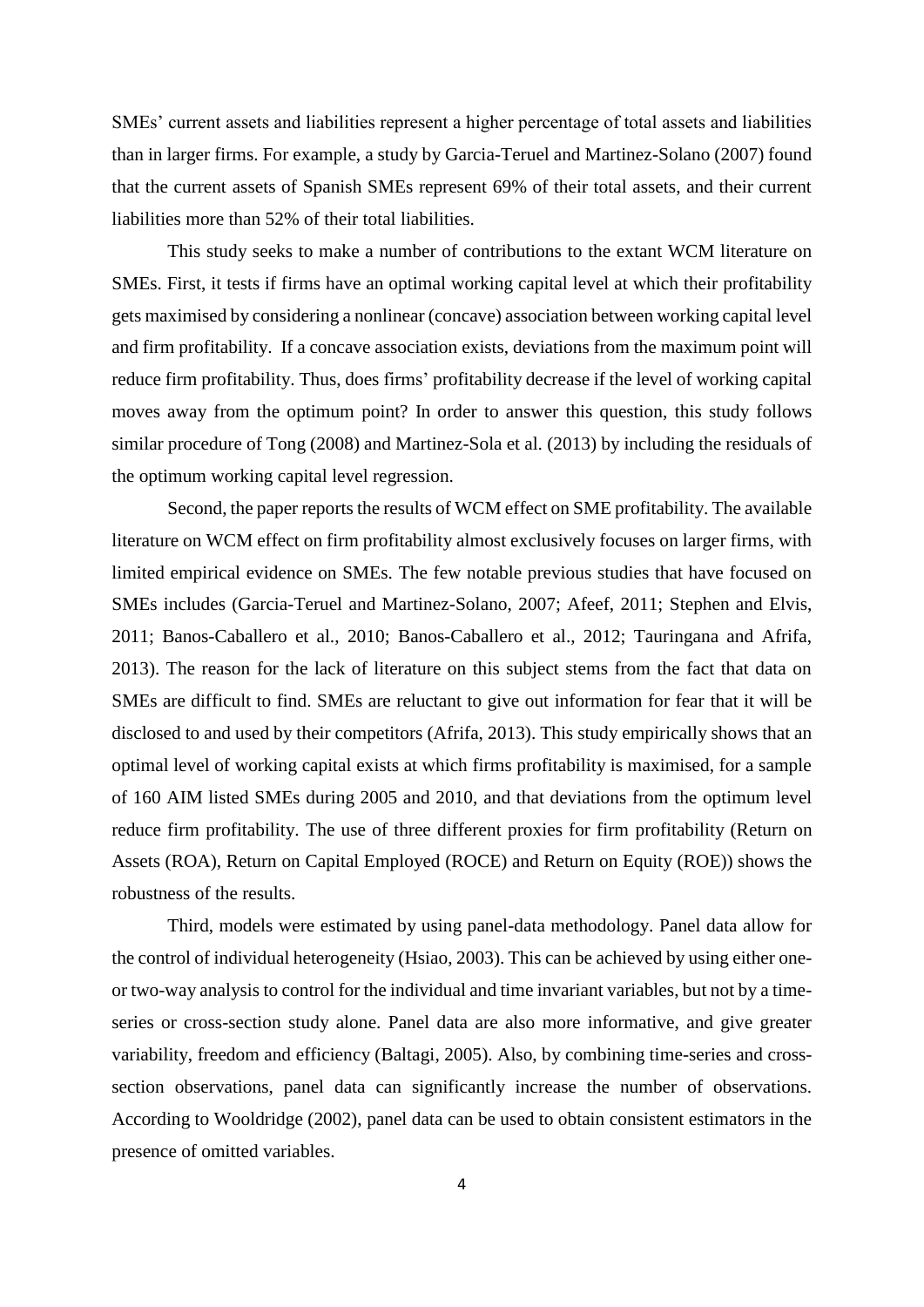SMEs' current assets and liabilities represent a higher percentage of total assets and liabilities than in larger firms. For example, a study by Garcia-Teruel and Martinez-Solano (2007) found that the current assets of Spanish SMEs represent 69% of their total assets, and their current liabilities more than 52% of their total liabilities.

This study seeks to make a number of contributions to the extant WCM literature on SMEs. First, it tests if firms have an optimal working capital level at which their profitability gets maximised by considering a nonlinear (concave) association between working capital level and firm profitability. If a concave association exists, deviations from the maximum point will reduce firm profitability. Thus, does firms' profitability decrease if the level of working capital moves away from the optimum point? In order to answer this question, this study follows similar procedure of Tong (2008) and Martinez-Sola et al. (2013) by including the residuals of the optimum working capital level regression.

Second, the paper reports the results of WCM effect on SME profitability. The available literature on WCM effect on firm profitability almost exclusively focuses on larger firms, with limited empirical evidence on SMEs. The few notable previous studies that have focused on SMEs includes (Garcia-Teruel and Martinez-Solano, 2007; Afeef, 2011; Stephen and Elvis, 2011; Banos-Caballero et al., 2010; Banos-Caballero et al., 2012; Tauringana and Afrifa, 2013). The reason for the lack of literature on this subject stems from the fact that data on SMEs are difficult to find. SMEs are reluctant to give out information for fear that it will be disclosed to and used by their competitors (Afrifa, 2013). This study empirically shows that an optimal level of working capital exists at which firms profitability is maximised, for a sample of 160 AIM listed SMEs during 2005 and 2010, and that deviations from the optimum level reduce firm profitability. The use of three different proxies for firm profitability (Return on Assets (ROA), Return on Capital Employed (ROCE) and Return on Equity (ROE)) shows the robustness of the results.

Third, models were estimated by using panel-data methodology. Panel data allow for the control of individual heterogeneity (Hsiao, 2003). This can be achieved by using either one- or two-way analysis to control for the individual and time invariant variables, but not by a time-series or cross-section study alone. Panel data are also more informative, and give greater variability, freedom and efficiency (Baltagi, 2005). Also, by combining time-series and cross-section observations, panel data can significantly increase the number of observations. According to Wooldridge (2002), panel data can be used to obtain consistent estimators in the presence of omitted variables.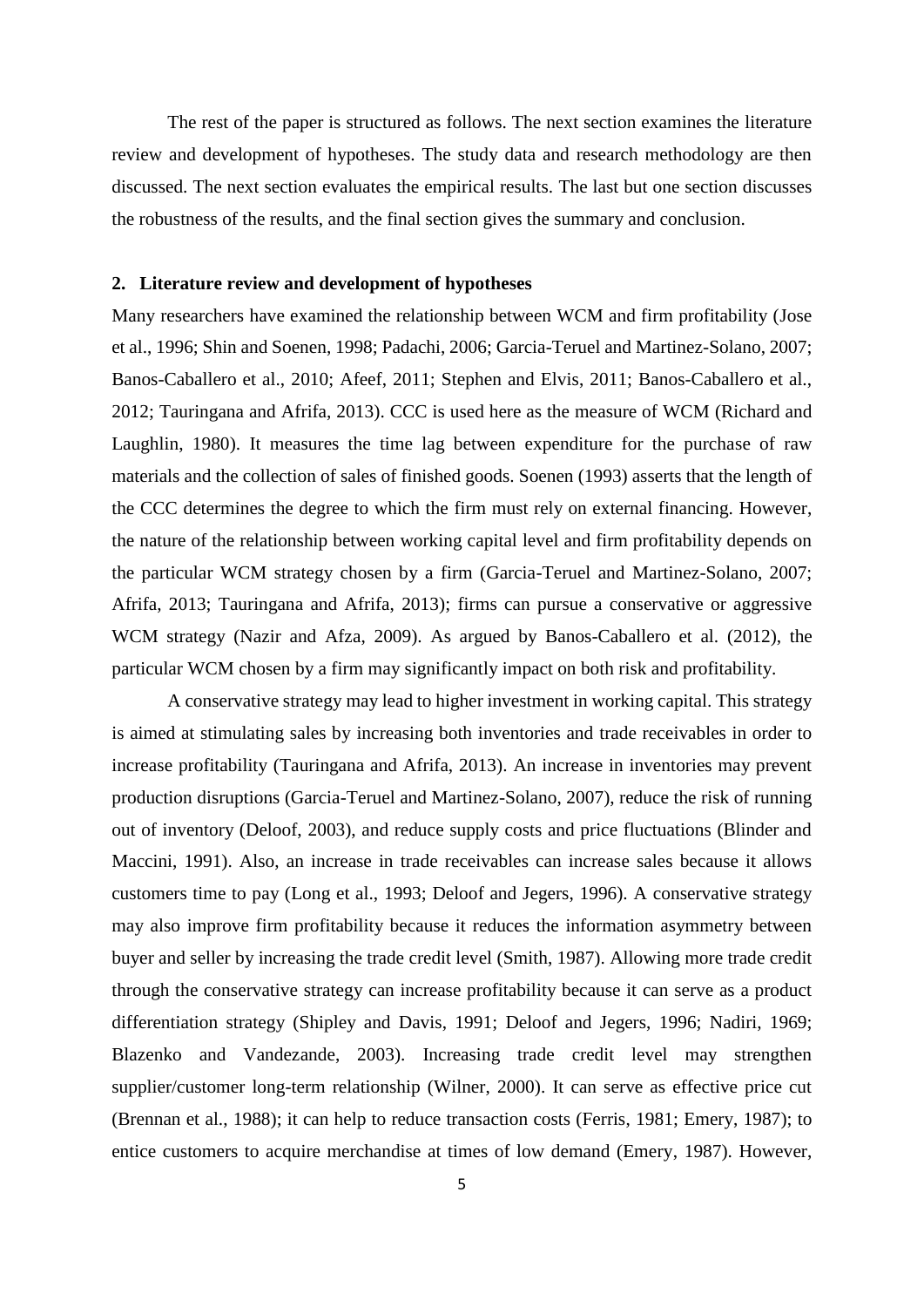The rest of the paper is structured as follows. The next section examines the literature review and development of hypotheses. The study data and research methodology are then discussed. The next section evaluates the empirical results. The last but one section discusses the robustness of the results, and the final section gives the summary and conclusion.

## 2. Literature review and development of hypotheses

Many researchers have examined the relationship between WCM and firm profitability (Jose et al., 1996; Shin and Soenen, 1998; Padachi, 2006; Garcia-Teruel and Martinez-Solano, 2007; Banos-Caballero et al., 2010; Afeef, 2011; Stephen and Elvis, 2011; Banos-Caballero et al., 2012; Tauringana and Afrifa, 2013). CCC is used here as the measure of WCM (Richard and Laughlin, 1980). It measures the time lag between expenditure for the purchase of raw materials and the collection of sales of finished goods. Soenen (1993) asserts that the length of the CCC determines the degree to which the firm must rely on external financing. However, the nature of the relationship between working capital level and firm profitability depends on the particular WCM strategy chosen by a firm (Garcia-Teruel and Martinez-Solano, 2007; Afrifa, 2013; Tauringana and Afrifa, 2013); firms can pursue a conservative or aggressive WCM strategy (Nazir and Afza, 2009). As argued by Banos-Caballero et al. (2012), the particular WCM chosen by a firm may significantly impact on both risk and profitability.

A conservative strategy may lead to higher investment in working capital. This strategy is aimed at stimulating sales by increasing both inventories and trade receivables in order to increase profitability (Tauringana and Afrifa, 2013). An increase in inventories may prevent production disruptions (Garcia-Teruel and Martinez-Solano, 2007), reduce the risk of running out of inventory (Deloof, 2003), and reduce supply costs and price fluctuations (Blinder and Maccini, 1991). Also, an increase in trade receivables can increase sales because it allows customers time to pay (Long et al., 1993; Deloof and Jegers, 1996). A conservative strategy may also improve firm profitability because it reduces the information asymmetry between buyer and seller by increasing the trade credit level (Smith, 1987). Allowing more trade credit through the conservative strategy can increase profitability because it can serve as a product differentiation strategy (Shipley and Davis, 1991; Deloof and Jegers, 1996; Nadiri, 1969; Blazenko and Vandezande, 2003). Increasing trade credit level may strengthen supplier/customer long-term relationship (Wilner, 2000). It can serve as effective price cut (Brennan et al., 1988); it can help to reduce transaction costs (Ferris, 1981; Emery, 1987); to entice customers to acquire merchandise at times of low demand (Emery, 1987). However,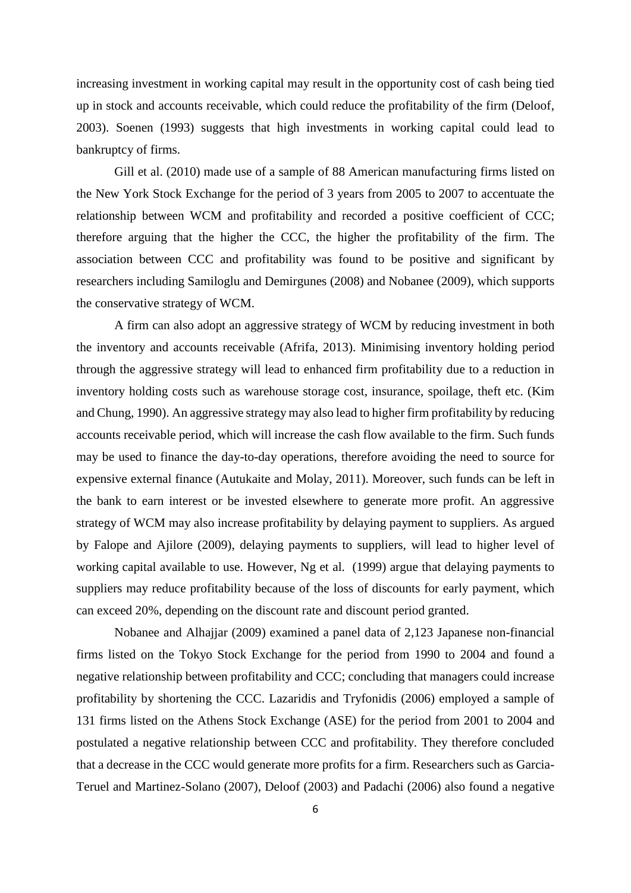increasing investment in working capital may result in the opportunity cost of cash being tied up in stock and accounts receivable, which could reduce the profitability of the firm (Deloof, 2003). Soenen (1993) suggests that high investments in working capital could lead to bankruptcy of firms.

Gill et al. (2010) made use of a sample of 88 American manufacturing firms listed on the New York Stock Exchange for the period of 3 years from 2005 to 2007 to accentuate the relationship between WCM and profitability and recorded a positive coefficient of CCC; therefore arguing that the higher the CCC, the higher the profitability of the firm. The association between CCC and profitability was found to be positive and significant by researchers including Samiloglu and Demirgunes (2008) and Nobanee (2009), which supports the conservative strategy of WCM.

A firm can also adopt an aggressive strategy of WCM by reducing investment in both the inventory and accounts receivable (Afrifa, 2013). Minimising inventory holding period through the aggressive strategy will lead to enhanced firm profitability due to a reduction in inventory holding costs such as warehouse storage cost, insurance, spoilage, theft etc. (Kim and Chung, 1990). An aggressive strategy may also lead to higher firm profitability by reducing accounts receivable period, which will increase the cash flow available to the firm. Such funds may be used to finance the day-to-day operations, therefore avoiding the need to source for expensive external finance (Autukaite and Molay, 2011). Moreover, such funds can be left in the bank to earn interest or be invested elsewhere to generate more profit. An aggressive strategy of WCM may also increase profitability by delaying payment to suppliers. As argued by Falope and Ajilore (2009), delaying payments to suppliers, will lead to higher level of working capital available to use. However, Ng et al. (1999) argue that delaying payments to suppliers may reduce profitability because of the loss of discounts for early payment, which can exceed 20%, depending on the discount rate and discount period granted.

Nobanee and Alhajjar (2009) examined a panel data of 2,123 Japanese non-financial firms listed on the Tokyo Stock Exchange for the period from 1990 to 2004 and found a negative relationship between profitability and CCC; concluding that managers could increase profitability by shortening the CCC. Lazaridis and Tryfonidis (2006) employed a sample of 131 firms listed on the Athens Stock Exchange (ASE) for the period from 2001 to 2004 and postulated a negative relationship between CCC and profitability. They therefore concluded that a decrease in the CCC would generate more profits for a firm. Researchers such as Garcia-Teruel and Martinez-Solano (2007), Deloof (2003) and Padachi (2006) also found a negative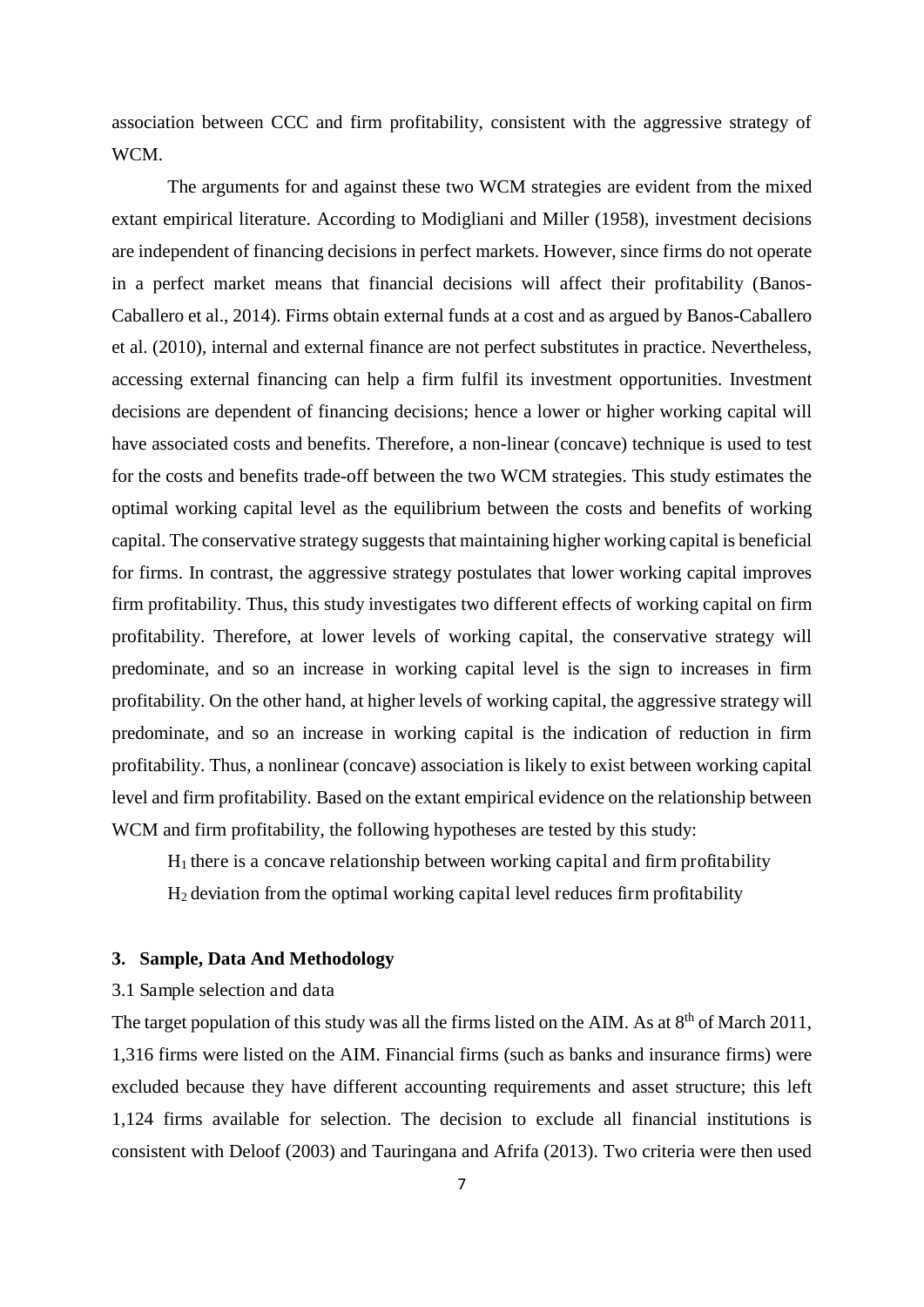association between CCC and firm profitability, consistent with the aggressive strategy of WCM.

The arguments for and against these two WCM strategies are evident from the mixed extant empirical literature. According to Modigliani and Miller (1958), investment decisions are independent of financing decisions in perfect markets. However, since firms do not operate in a perfect market means that financial decisions will affect their profitability (Banos-Caballero et al., 2014). Firms obtain external funds at a cost and as argued by Banos-Caballero et al. (2010), internal and external finance are not perfect substitutes in practice. Nevertheless, accessing external financing can help a firm fulfil its investment opportunities. Investment decisions are dependent of financing decisions; hence a lower or higher working capital will have associated costs and benefits. Therefore, a non-linear (concave) technique is used to test for the costs and benefits trade-off between the two WCM strategies. This study estimates the optimal working capital level as the equilibrium between the costs and benefits of working capital. The conservative strategy suggests that maintaining higher working capital is beneficial for firms. In contrast, the aggressive strategy postulates that lower working capital improves firm profitability. Thus, this study investigates two different effects of working capital on firm profitability. Therefore, at lower levels of working capital, the conservative strategy will predominate, and so an increase in working capital level is the sign to increases in firm profitability. On the other hand, at higher levels of working capital, the aggressive strategy will predominate, and so an increase in working capital is the indication of reduction in firm profitability. Thus, a nonlinear (concave) association is likely to exist between working capital level and firm profitability. Based on the extant empirical evidence on the relationship between WCM and firm profitability, the following hypotheses are tested by this study:

$H_1$ there is a concave relationship between working capital and firm profitability

$H_2$ deviation from the optimal working capital level reduces firm profitability

## 3. Sample, Data And Methodology

### 3.1 Sample selection and data

The target population of this study was all the firms listed on the AIM. As at 8th of March 2011, 1,316 firms were listed on the AIM. Financial firms (such as banks and insurance firms) were excluded because they have different accounting requirements and asset structure; this left 1,124 firms available for selection. The decision to exclude all financial institutions is consistent with Deloof (2003) and Tauringana and Afrifa (2013). Two criteria were then used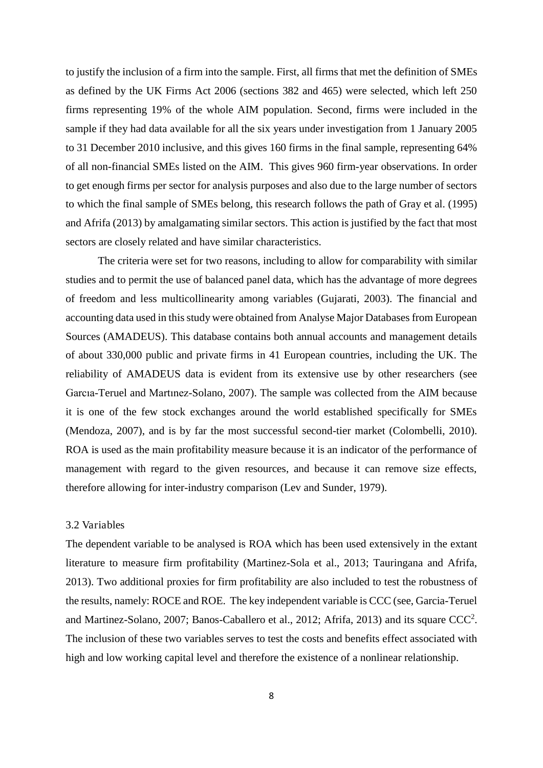to justify the inclusion of a firm into the sample. First, all firms that met the definition of SMEs as defined by the UK Firms Act 2006 (sections 382 and 465) were selected, which left 250 firms representing 19% of the whole AIM population. Second, firms were included in the sample if they had data available for all the six years under investigation from 1 January 2005 to 31 December 2010 inclusive, and this gives 160 firms in the final sample, representing 64% of all non-financial SMEs listed on the AIM. This gives 960 firm-year observations. In order to get enough firms per sector for analysis purposes and also due to the large number of sectors to which the final sample of SMEs belong, this research follows the path of Gray et al. (1995) and Afrifa (2013) by amalgamating similar sectors. This action is justified by the fact that most sectors are closely related and have similar characteristics.

The criteria were set for two reasons, including to allow for comparability with similar studies and to permit the use of balanced panel data, which has the advantage of more degrees of freedom and less multicollinearity among variables (Gujarati, 2003). The financial and accounting data used in this study were obtained from Analyse Major Databases from European Sources (AMADEUS). This database contains both annual accounts and management details of about 330,000 public and private firms in 41 European countries, including the UK. The reliability of AMADEUS data is evident from its extensive use by other researchers (see Garcıa-Teruel and Martınez-Solano, 2007). The sample was collected from the AIM because it is one of the few stock exchanges around the world established specifically for SMEs (Mendoza, 2007), and is by far the most successful second-tier market (Colombelli, 2010). ROA is used as the main profitability measure because it is an indicator of the performance of management with regard to the given resources, and because it can remove size effects, therefore allowing for inter-industry comparison (Lev and Sunder, 1979).

### 3.2 Variables

The dependent variable to be analysed is ROA which has been used extensively in the extant literature to measure firm profitability (Martinez-Sola et al., 2013; Tauringana and Afrifa, 2013). Two additional proxies for firm profitability are also included to test the robustness of the results, namely: ROCE and ROE. The key independent variable is CCC (see, Garcia-Teruel and Martinez-Solano, 2007; Banos-Caballero et al., 2012; Afrifa, 2013) and its square $CCC^2$. The inclusion of these two variables serves to test the costs and benefits effect associated with high and low working capital level and therefore the existence of a nonlinear relationship.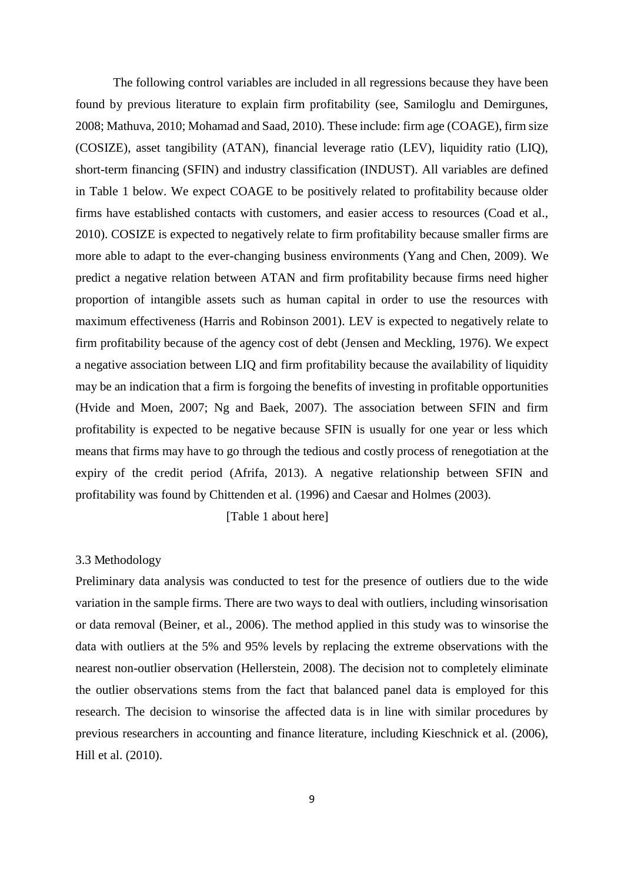The following control variables are included in all regressions because they have been found by previous literature to explain firm profitability (see, Samiloglu and Demirgunes, 2008; Mathuva, 2010; Mohamad and Saad, 2010). These include: firm age (COAGE), firm size (COSIZE), asset tangibility (ATAN), financial leverage ratio (LEV), liquidity ratio (LIQ), short-term financing (SFIN) and industry classification (INDUST). All variables are defined in Table 1 below. We expect COAGE to be positively related to profitability because older firms have established contacts with customers, and easier access to resources (Coad et al., 2010). COSIZE is expected to negatively relate to firm profitability because smaller firms are more able to adapt to the ever-changing business environments (Yang and Chen, 2009). We predict a negative relation between ATAN and firm profitability because firms need higher proportion of intangible assets such as human capital in order to use the resources with maximum effectiveness (Harris and Robinson 2001). LEV is expected to negatively relate to firm profitability because of the agency cost of debt (Jensen and Meckling, 1976). We expect a negative association between LIQ and firm profitability because the availability of liquidity may be an indication that a firm is forgoing the benefits of investing in profitable opportunities (Hvide and Moen, 2007; Ng and Baek, 2007). The association between SFIN and firm profitability is expected to be negative because SFIN is usually for one year or less which means that firms may have to go through the tedious and costly process of renegotiation at the expiry of the credit period (Afrifa, 2013). A negative relationship between SFIN and profitability was found by Chittenden et al. (1996) and Caesar and Holmes (2003).

[Table 1 about here]

### 3.3 Methodology

Preliminary data analysis was conducted to test for the presence of outliers due to the wide variation in the sample firms. There are two ways to deal with outliers, including winsorisation or data removal (Beiner, et al., 2006). The method applied in this study was to winsorise the data with outliers at the 5% and 95% levels by replacing the extreme observations with the nearest non-outlier observation (Hellerstein, 2008). The decision not to completely eliminate the outlier observations stems from the fact that balanced panel data is employed for this research. The decision to winsorise the affected data is in line with similar procedures by previous researchers in accounting and finance literature, including Kieschnick et al. (2006), Hill et al. (2010).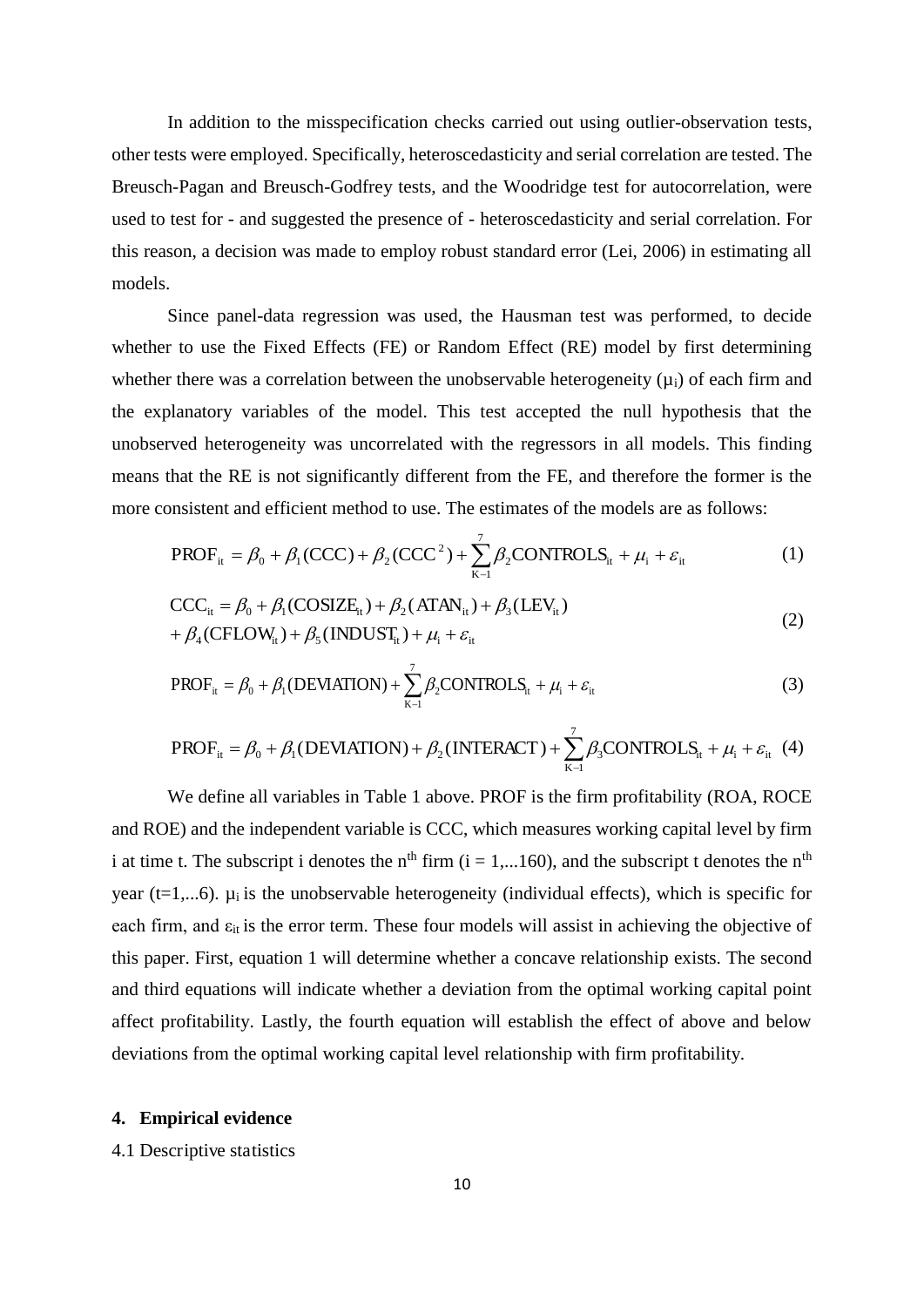In addition to the misspecification checks carried out using outlier-observation tests, other tests were employed. Specifically, heteroscedasticity and serial correlation are tested. The Breusch-Pagan and Breusch-Godfrey tests, and the Woodridge test for autocorrelation, were used to test for - and suggested the presence of - heteroscedasticity and serial correlation. For this reason, a decision was made to employ robust standard error (Lei, 2006) in estimating all models.

Since panel-data regression was used, the Hausman test was performed, to decide whether to use the Fixed Effects (FE) or Random Effect (RE) model by first determining whether there was a correlation between the unobservable heterogeneity ($\mu_i$) of each firm and the explanatory variables of the model. This test accepted the null hypothesis that the unobserved heterogeneity was uncorrelated with the regressors in all models. This finding means that the RE is not significantly different from the FE, and therefore the former is the more consistent and efficient method to use. The estimates of the models are as follows:

$$\mathrm{PROF}_{it} = \beta_0 + \beta_1(\mathrm{CCC}) + \beta_2(\mathrm{CCC}^2) + \sum_{K-1}^{7} \beta_2 \mathrm{CONTROLS}_{it} + \mu_i + \varepsilon_{it} \tag{1}$$

$$\begin{aligned} \mathrm{CCC}_{it} &= \beta_0 + \beta_1(\mathrm{COSIZE}_{it}) + \beta_2(\mathrm{ATAN}_{it}) + \beta_3(\mathrm{LEV}_{it}) \\ &+ \beta_4(\mathrm{CFLOW}_{it}) + \beta_5(\mathrm{INDUST}_{it}) + \mu_i + \varepsilon_{it} \end{aligned} \tag{2}$$

$$\mathrm{PROF}_{it} = \beta_0 + \beta_1(\mathrm{DEVIATION}) + \sum_{K-1}^{7} \beta_2 \mathrm{CONTROLS}_{it} + \mu_i + \varepsilon_{it} \tag{3}$$

$$\mathrm{PROF}_{it} = \beta_0 + \beta_1(\mathrm{DEVIATION}) + \beta_2(\mathrm{INTERACT}) + \sum_{K-1}^{7} \beta_3 \mathrm{CONTROLS}_{it} + \mu_i + \varepsilon_{it} \tag{4}$$

We define all variables in Table 1 above. PROF is the firm profitability (ROA, ROCE and ROE) and the independent variable is CCC, which measures working capital level by firm i at time t. The subscript i denotes the $n^{th}$ firm ($i = 1,...160$), and the subscript t denotes the $n^{th}$ year ($t=1,...6$). $\mu_i$ is the unobservable heterogeneity (individual effects), which is specific for each firm, and $\varepsilon_{it}$ is the error term. These four models will assist in achieving the objective of this paper. First, equation 1 will determine whether a concave relationship exists. The second and third equations will indicate whether a deviation from the optimal working capital point affect profitability. Lastly, the fourth equation will establish the effect of above and below deviations from the optimal working capital level relationship with firm profitability.

## 4. Empirical evidence

4.1 Descriptive statistics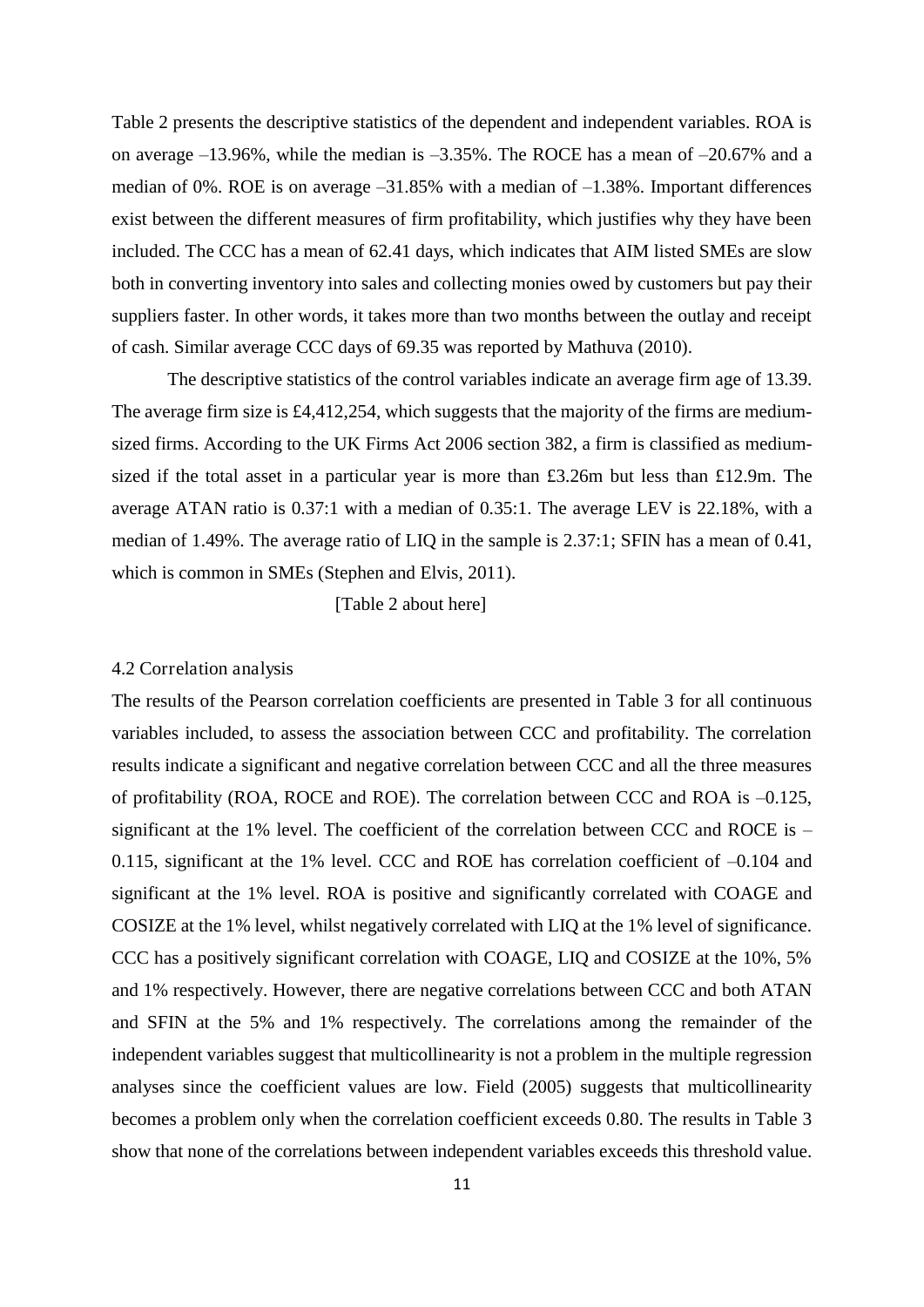Table 2 presents the descriptive statistics of the dependent and independent variables. ROA is on average –13.96%, while the median is –3.35%. The ROCE has a mean of –20.67% and a median of 0%. ROE is on average –31.85% with a median of –1.38%. Important differences exist between the different measures of firm profitability, which justifies why they have been included. The CCC has a mean of 62.41 days, which indicates that AIM listed SMEs are slow both in converting inventory into sales and collecting monies owed by customers but pay their suppliers faster. In other words, it takes more than two months between the outlay and receipt of cash. Similar average CCC days of 69.35 was reported by Mathuva (2010).

The descriptive statistics of the control variables indicate an average firm age of 13.39. The average firm size is £4,412,254, which suggests that the majority of the firms are medium-sized firms. According to the UK Firms Act 2006 section 382, a firm is classified as medium-sized if the total asset in a particular year is more than £3.26m but less than £12.9m. The average ATAN ratio is 0.37:1 with a median of 0.35:1. The average LEV is 22.18%, with a median of 1.49%. The average ratio of LIQ in the sample is 2.37:1; SFIN has a mean of 0.41, which is common in SMEs (Stephen and Elvis, 2011).

[Table 2 about here]

### 4.2 Correlation analysis

The results of the Pearson correlation coefficients are presented in Table 3 for all continuous variables included, to assess the association between CCC and profitability. The correlation results indicate a significant and negative correlation between CCC and all the three measures of profitability (ROA, ROCE and ROE). The correlation between CCC and ROA is –0.125, significant at the 1% level. The coefficient of the correlation between CCC and ROCE is –0.115, significant at the 1% level. CCC and ROE has correlation coefficient of –0.104 and significant at the 1% level. ROA is positive and significantly correlated with COAGE and COSIZE at the 1% level, whilst negatively correlated with LIQ at the 1% level of significance. CCC has a positively significant correlation with COAGE, LIQ and COSIZE at the 10%, 5% and 1% respectively. However, there are negative correlations between CCC and both ATAN and SFIN at the 5% and 1% respectively. The correlations among the remainder of the independent variables suggest that multicollinearity is not a problem in the multiple regression analyses since the coefficient values are low. Field (2005) suggests that multicollinearity becomes a problem only when the correlation coefficient exceeds 0.80. The results in Table 3 show that none of the correlations between independent variables exceeds this threshold value.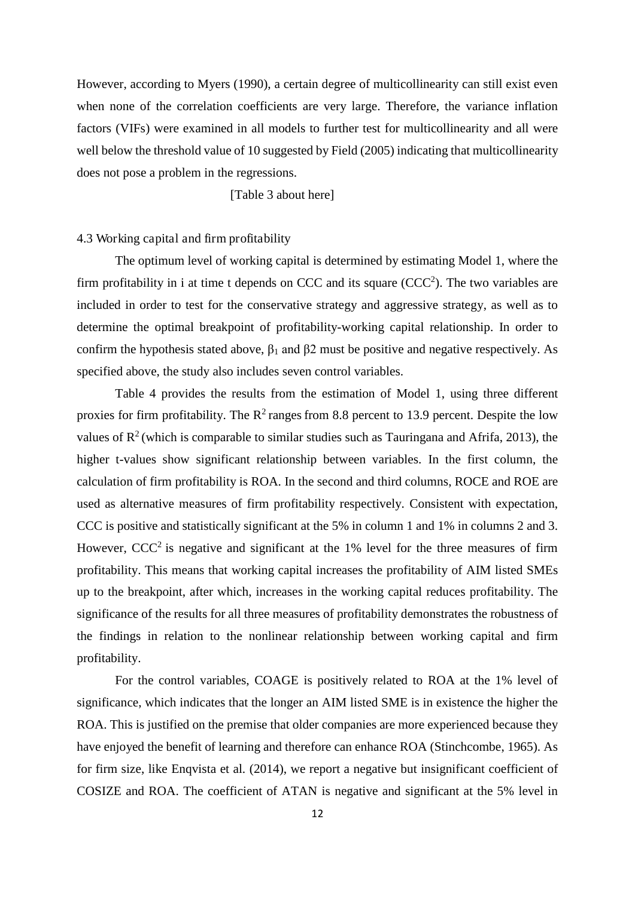However, according to Myers (1990), a certain degree of multicollinearity can still exist even when none of the correlation coefficients are very large. Therefore, the variance inflation factors (VIFs) were examined in all models to further test for multicollinearity and all were well below the threshold value of 10 suggested by Field (2005) indicating that multicollinearity does not pose a problem in the regressions.

[Table 3 about here]

### 4.3 Working capital and firm profitability

The optimum level of working capital is determined by estimating Model 1, where the firm profitability in i at time t depends on CCC and its square ($CCC^2$). The two variables are included in order to test for the conservative strategy and aggressive strategy, as well as to determine the optimal breakpoint of profitability-working capital relationship. In order to confirm the hypothesis stated above, $\beta_1$ and β2 must be positive and negative respectively. As specified above, the study also includes seven control variables.

Table 4 provides the results from the estimation of Model 1, using three different proxies for firm profitability. The $R^2$ ranges from 8.8 percent to 13.9 percent. Despite the low values of $R^2$ (which is comparable to similar studies such as Tauringana and Afrifa, 2013), the higher t-values show significant relationship between variables. In the first column, the calculation of firm profitability is ROA. In the second and third columns, ROCE and ROE are used as alternative measures of firm profitability respectively. Consistent with expectation, CCC is positive and statistically significant at the 5% in column 1 and 1% in columns 2 and 3. However, $CCC^2$ is negative and significant at the 1% level for the three measures of firm profitability. This means that working capital increases the profitability of AIM listed SMEs up to the breakpoint, after which, increases in the working capital reduces profitability. The significance of the results for all three measures of profitability demonstrates the robustness of the findings in relation to the nonlinear relationship between working capital and firm profitability.

For the control variables, COAGE is positively related to ROA at the 1% level of significance, which indicates that the longer an AIM listed SME is in existence the higher the ROA. This is justified on the premise that older companies are more experienced because they have enjoyed the benefit of learning and therefore can enhance ROA (Stinchcombe, 1965). As for firm size, like Enqvista et al. (2014), we report a negative but insignificant coefficient of COSIZE and ROA. The coefficient of ATAN is negative and significant at the 5% level in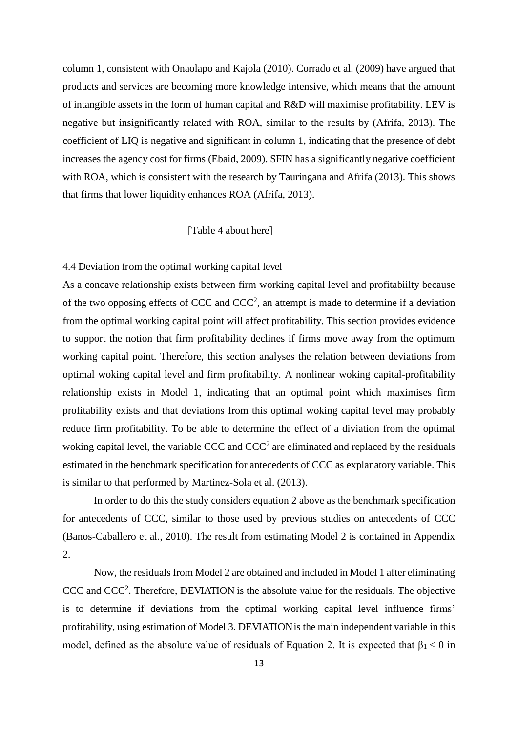column 1, consistent with Onaolapo and Kajola (2010). Corrado et al. (2009) have argued that products and services are becoming more knowledge intensive, which means that the amount of intangible assets in the form of human capital and R&D will maximise profitability. LEV is negative but insignificantly related with ROA, similar to the results by (Afrifa, 2013). The coefficient of LIQ is negative and significant in column 1, indicating that the presence of debt increases the agency cost for firms (Ebaid, 2009). SFIN has a significantly negative coefficient with ROA, which is consistent with the research by Tauringana and Afrifa (2013). This shows that firms that lower liquidity enhances ROA (Afrifa, 2013).

[Table 4 about here]

4.4 Deviation from the optimal working capital level

As a concave relationship exists between firm working capital level and profitabiilty because of the two opposing effects of CCC and $CCC^2$, an attempt is made to determine if a deviation from the optimal working capital point will affect profitability. This section provides evidence to support the notion that firm profitability declines if firms move away from the optimum working capital point. Therefore, this section analyses the relation between deviations from optimal woking capital level and firm profitability. A nonlinear woking capital-profitability relationship exists in Model 1, indicating that an optimal point which maximises firm profitability exists and that deviations from this optimal woking capital level may probably reduce firm profitability. To be able to determine the effect of a diviation from the optimal woking capital level, the variable CCC and $CCC^2$ are eliminated and replaced by the residuals estimated in the benchmark specification for antecedents of CCC as explanatory variable. This is similar to that performed by Martinez-Sola et al. (2013).

In order to do this the study considers equation 2 above as the benchmark specification for antecedents of CCC, similar to those used by previous studies on antecedents of CCC (Banos-Caballero et al., 2010). The result from estimating Model 2 is contained in Appendix 2.

Now, the residuals from Model 2 are obtained and included in Model 1 after eliminating CCC and $CCC^2$. Therefore, DEVIATION is the absolute value for the residuals. The objective is to determine if deviations from the optimal working capital level influence firms' profitability, using estimation of Model 3. DEVIATION is the main independent variable in this model, defined as the absolute value of residuals of Equation 2. It is expected that $\beta_1 < 0$ in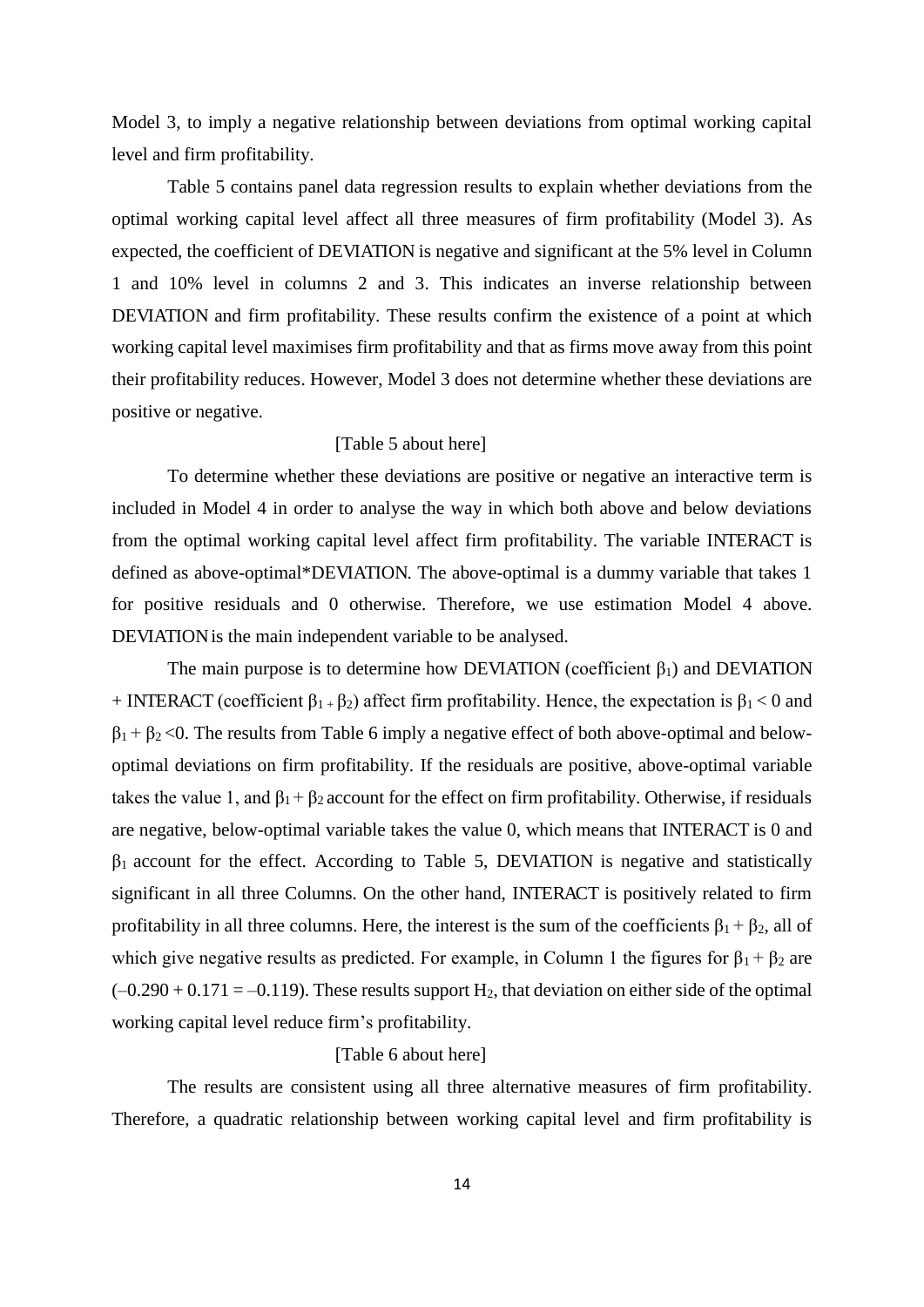Model 3, to imply a negative relationship between deviations from optimal working capital level and firm profitability.

Table 5 contains panel data regression results to explain whether deviations from the optimal working capital level affect all three measures of firm profitability (Model 3). As expected, the coefficient of DEVIATION is negative and significant at the 5% level in Column 1 and 10% level in columns 2 and 3. This indicates an inverse relationship between DEVIATION and firm profitability. These results confirm the existence of a point at which working capital level maximises firm profitability and that as firms move away from this point their profitability reduces. However, Model 3 does not determine whether these deviations are positive or negative.

[Table 5 about here]

To determine whether these deviations are positive or negative an interactive term is included in Model 4 in order to analyse the way in which both above and below deviations from the optimal working capital level affect firm profitability. The variable INTERACT is defined as above-optimal*DEVIATION. The above-optimal is a dummy variable that takes 1 for positive residuals and 0 otherwise. Therefore, we use estimation Model 4 above. DEVIATION is the main independent variable to be analysed.

The main purpose is to determine how DEVIATION (coefficient $\beta_1$) and DEVIATION + INTERACT (coefficient $\beta_{1+}\beta_2$) affect firm profitability. Hence, the expectation is $\beta_1 < 0$ and $\beta_1 + \beta_2 < 0$. The results from Table 6 imply a negative effect of both above-optimal and below-optimal deviations on firm profitability. If the residuals are positive, above-optimal variable takes the value 1, and $\beta_1 + \beta_2$ account for the effect on firm profitability. Otherwise, if residuals are negative, below-optimal variable takes the value 0, which means that INTERACT is 0 and $\beta_1$ account for the effect. According to Table 5, DEVIATION is negative and statistically significant in all three Columns. On the other hand, INTERACT is positively related to firm profitability in all three columns. Here, the interest is the sum of the coefficients $\beta_1 + \beta_2$, all of which give negative results as predicted. For example, in Column 1 the figures for $\beta_1 + \beta_2$ are $(-0.290 + 0.171 = -0.119)$. These results support $H_2$, that deviation on either side of the optimal working capital level reduce firm's profitability.

[Table 6 about here]

The results are consistent using all three alternative measures of firm profitability. Therefore, a quadratic relationship between working capital level and firm profitability is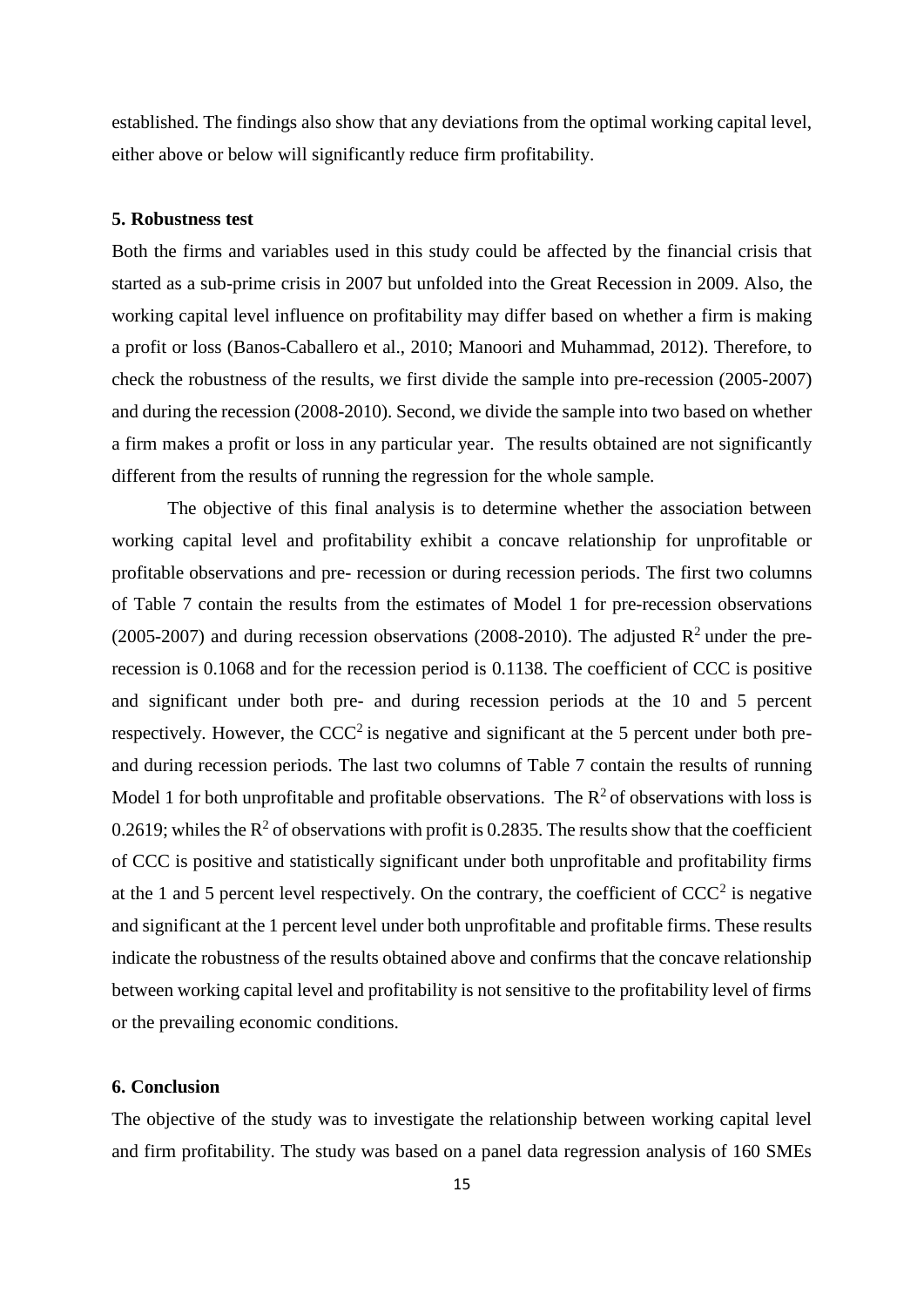established. The findings also show that any deviations from the optimal working capital level, either above or below will significantly reduce firm profitability.

## 5. Robustness test

Both the firms and variables used in this study could be affected by the financial crisis that started as a sub-prime crisis in 2007 but unfolded into the Great Recession in 2009. Also, the working capital level influence on profitability may differ based on whether a firm is making a profit or loss (Banos-Caballero et al., 2010; Manoori and Muhammad, 2012). Therefore, to check the robustness of the results, we first divide the sample into pre-recession (2005-2007) and during the recession (2008-2010). Second, we divide the sample into two based on whether a firm makes a profit or loss in any particular year. The results obtained are not significantly different from the results of running the regression for the whole sample.

The objective of this final analysis is to determine whether the association between working capital level and profitability exhibit a concave relationship for unprofitable or profitable observations and pre- recession or during recession periods. The first two columns of Table 7 contain the results from the estimates of Model 1 for pre-recession observations (2005-2007) and during recession observations (2008-2010). The adjusted $R^2$ under the pre-recession is 0.1068 and for the recession period is 0.1138. The coefficient of CCC is positive and significant under both pre- and during recession periods at the 10 and 5 percent respectively. However, the $CCC^2$ is negative and significant at the 5 percent under both pre- and during recession periods. The last two columns of Table 7 contain the results of running Model 1 for both unprofitable and profitable observations. The $R^2$ of observations with loss is 0.2619; whiles the $R^2$ of observations with profit is 0.2835. The results show that the coefficient of CCC is positive and statistically significant under both unprofitable and profitability firms at the 1 and 5 percent level respectively. On the contrary, the coefficient of $CCC^2$ is negative and significant at the 1 percent level under both unprofitable and profitable firms. These results indicate the robustness of the results obtained above and confirms that the concave relationship between working capital level and profitability is not sensitive to the profitability level of firms or the prevailing economic conditions.

## 6. Conclusion

The objective of the study was to investigate the relationship between working capital level and firm profitability. The study was based on a panel data regression analysis of 160 SMEs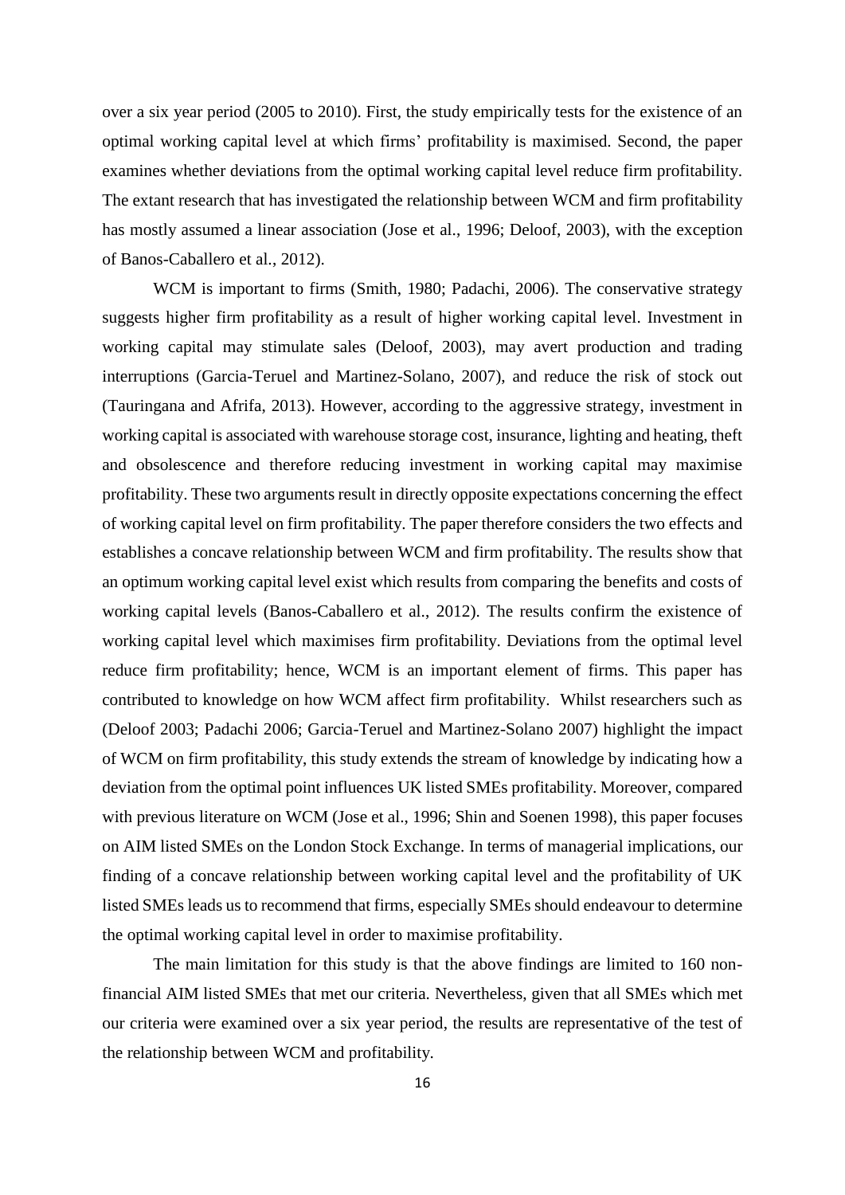over a six year period (2005 to 2010). First, the study empirically tests for the existence of an optimal working capital level at which firms' profitability is maximised. Second, the paper examines whether deviations from the optimal working capital level reduce firm profitability. The extant research that has investigated the relationship between WCM and firm profitability has mostly assumed a linear association (Jose et al., 1996; Deloof, 2003), with the exception of Banos-Caballero et al., 2012).

WCM is important to firms (Smith, 1980; Padachi, 2006). The conservative strategy suggests higher firm profitability as a result of higher working capital level. Investment in working capital may stimulate sales (Deloof, 2003), may avert production and trading interruptions (Garcia-Teruel and Martinez-Solano, 2007), and reduce the risk of stock out (Tauringana and Afrifa, 2013). However, according to the aggressive strategy, investment in working capital is associated with warehouse storage cost, insurance, lighting and heating, theft and obsolescence and therefore reducing investment in working capital may maximise profitability. These two arguments result in directly opposite expectations concerning the effect of working capital level on firm profitability. The paper therefore considers the two effects and establishes a concave relationship between WCM and firm profitability. The results show that an optimum working capital level exist which results from comparing the benefits and costs of working capital levels (Banos-Caballero et al., 2012). The results confirm the existence of working capital level which maximises firm profitability. Deviations from the optimal level reduce firm profitability; hence, WCM is an important element of firms. This paper has contributed to knowledge on how WCM affect firm profitability. Whilst researchers such as (Deloof 2003; Padachi 2006; Garcia-Teruel and Martinez-Solano 2007) highlight the impact of WCM on firm profitability, this study extends the stream of knowledge by indicating how a deviation from the optimal point influences UK listed SMEs profitability. Moreover, compared with previous literature on WCM (Jose et al., 1996; Shin and Soenen 1998), this paper focuses on AIM listed SMEs on the London Stock Exchange. In terms of managerial implications, our finding of a concave relationship between working capital level and the profitability of UK listed SMEs leads us to recommend that firms, especially SMEs should endeavour to determine the optimal working capital level in order to maximise profitability.

The main limitation for this study is that the above findings are limited to 160 non-financial AIM listed SMEs that met our criteria. Nevertheless, given that all SMEs which met our criteria were examined over a six year period, the results are representative of the test of the relationship between WCM and profitability.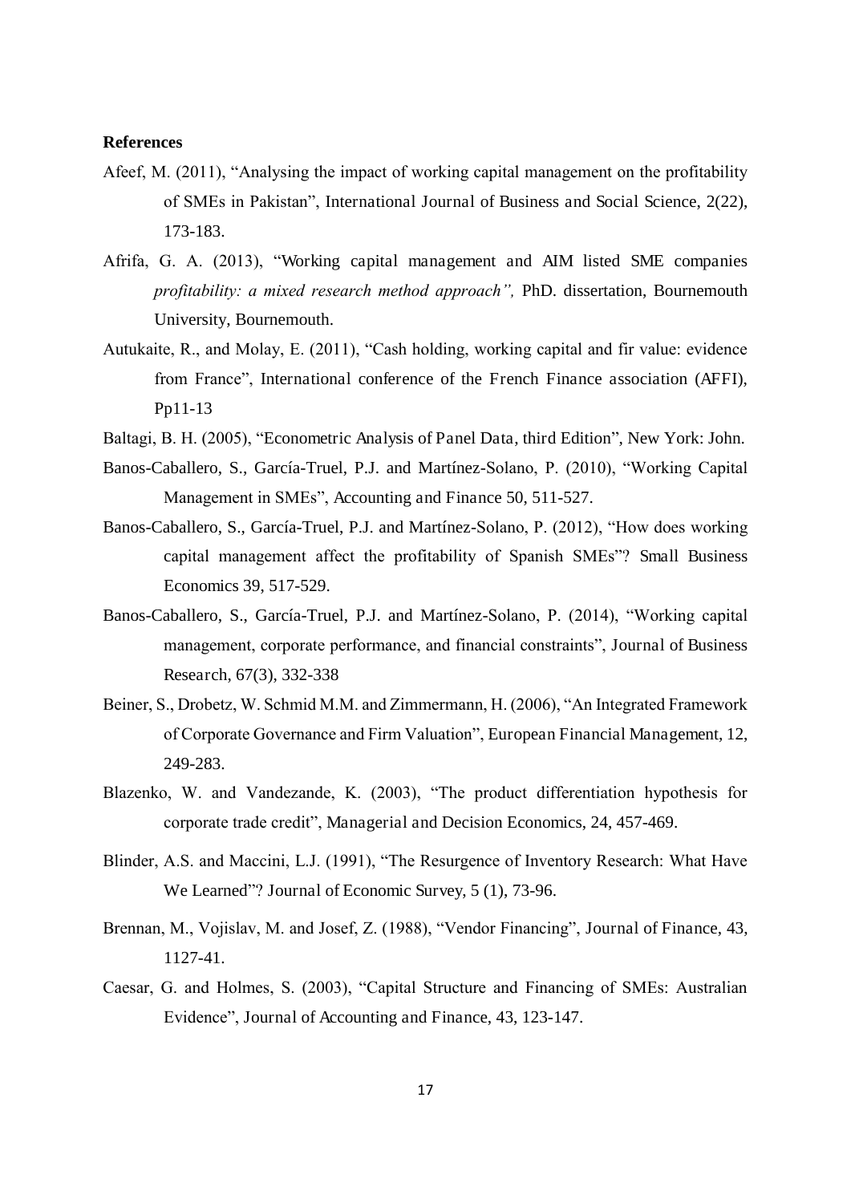**References**

Afeef, M. (2011), “Analysing the impact of working capital management on the profitability of SMEs in Pakistan”, International Journal of Business and Social Science, 2(22), 173-183.

Afrifa, G. A. (2013), “Working capital management and AIM listed SME companies *profitability: a mixed research method approach”,* PhD. dissertation, Bournemouth University, Bournemouth.

Autukaite, R., and Molay, E. (2011), “Cash holding, working capital and fir value: evidence from France”, International conference of the French Finance association (AFFI), Pp11-13

Baltagi, B. H. (2005), “Econometric Analysis of Panel Data, third Edition”, New York: John.

Banos-Caballero, S., García-Truel, P.J. and Martínez-Solano, P. (2010), “Working Capital Management in SMEs”, Accounting and Finance 50, 511-527.

Banos-Caballero, S., García-Truel, P.J. and Martínez-Solano, P. (2012), “How does working capital management affect the profitability of Spanish SMEs”? Small Business Economics 39, 517-529.

Banos-Caballero, S., García-Truel, P.J. and Martínez-Solano, P. (2014), “Working capital management, corporate performance, and financial constraints”, Journal of Business Research, 67(3), 332-338

Beiner, S., Drobetz, W. Schmid M.M. and Zimmermann, H. (2006), “An Integrated Framework of Corporate Governance and Firm Valuation”, European Financial Management, 12, 249-283.

Blazenko, W. and Vandezande, K. (2003), “The product differentiation hypothesis for corporate trade credit”, Managerial and Decision Economics, 24, 457-469.

Blinder, A.S. and Maccini, L.J. (1991), “The Resurgence of Inventory Research: What Have We Learned”? Journal of Economic Survey, 5 (1), 73-96.

Brennan, M., Vojislav, M. and Josef, Z. (1988), “Vendor Financing”, Journal of Finance, 43, 1127-41.

Caesar, G. and Holmes, S. (2003), “Capital Structure and Financing of SMEs: Australian Evidence”, Journal of Accounting and Finance, 43, 123-147.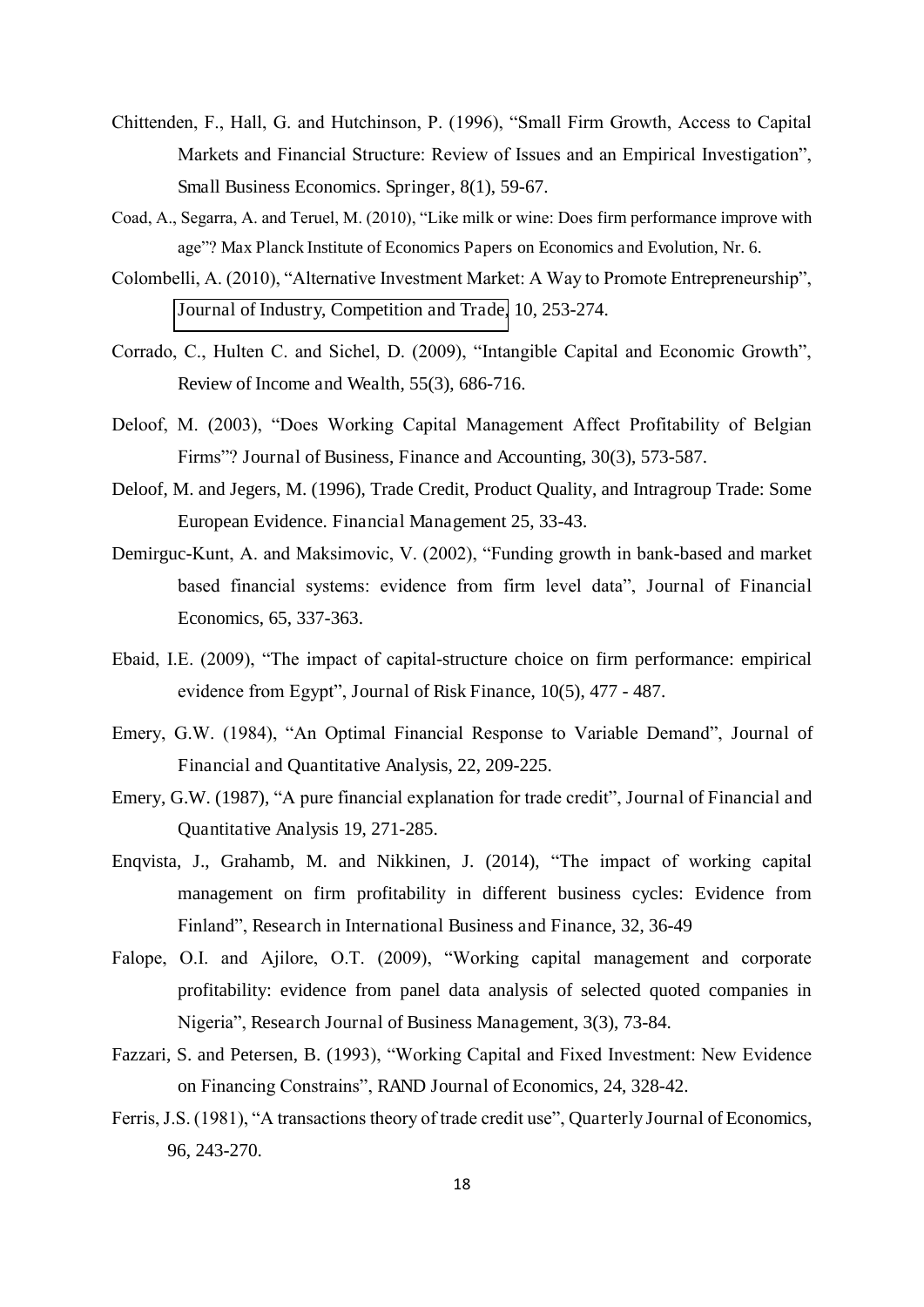Chittenden, F., Hall, G. and Hutchinson, P. (1996), "Small Firm Growth, Access to Capital Markets and Financial Structure: Review of Issues and an Empirical Investigation", Small Business Economics. Springer, 8(1), 59-67.

Coad, A., Segarra, A. and Teruel, M. (2010), "Like milk or wine: Does firm performance improve with age"? Max Planck Institute of Economics Papers on Economics and Evolution, Nr. 6.

Colombelli, A. (2010), "Alternative Investment Market: A Way to Promote Entrepreneurship", Journal of Industry, Competition and Trade, 10, 253-274.

Corrado, C., Hulten C. and Sichel, D. (2009), "Intangible Capital and Economic Growth", Review of Income and Wealth, 55(3), 686-716.

Deloof, M. (2003), "Does Working Capital Management Affect Profitability of Belgian Firms"? Journal of Business, Finance and Accounting, 30(3), 573-587.

Deloof, M. and Jegers, M. (1996), Trade Credit, Product Quality, and Intragroup Trade: Some European Evidence. Financial Management 25, 33-43.

Demirguc-Kunt, A. and Maksimovic, V. (2002), "Funding growth in bank-based and market based financial systems: evidence from firm level data", Journal of Financial Economics, 65, 337-363.

Ebaid, I.E. (2009), "The impact of capital-structure choice on firm performance: empirical evidence from Egypt", Journal of Risk Finance, 10(5), 477 - 487.

Emery, G.W. (1984), "An Optimal Financial Response to Variable Demand", Journal of Financial and Quantitative Analysis, 22, 209-225.

Emery, G.W. (1987), "A pure financial explanation for trade credit", Journal of Financial and Quantitative Analysis 19, 271-285.

Enqvista, J., Grahamb, M. and Nikkinen, J. (2014), "The impact of working capital management on firm profitability in different business cycles: Evidence from Finland", Research in International Business and Finance, 32, 36-49

Falope, O.I. and Ajilore, O.T. (2009), "Working capital management and corporate profitability: evidence from panel data analysis of selected quoted companies in Nigeria", Research Journal of Business Management, 3(3), 73-84.

Fazzari, S. and Petersen, B. (1993), "Working Capital and Fixed Investment: New Evidence on Financing Constrains", RAND Journal of Economics, 24, 328-42.

Ferris, J.S. (1981), "A transactions theory of trade credit use", Quarterly Journal of Economics, 96, 243-270.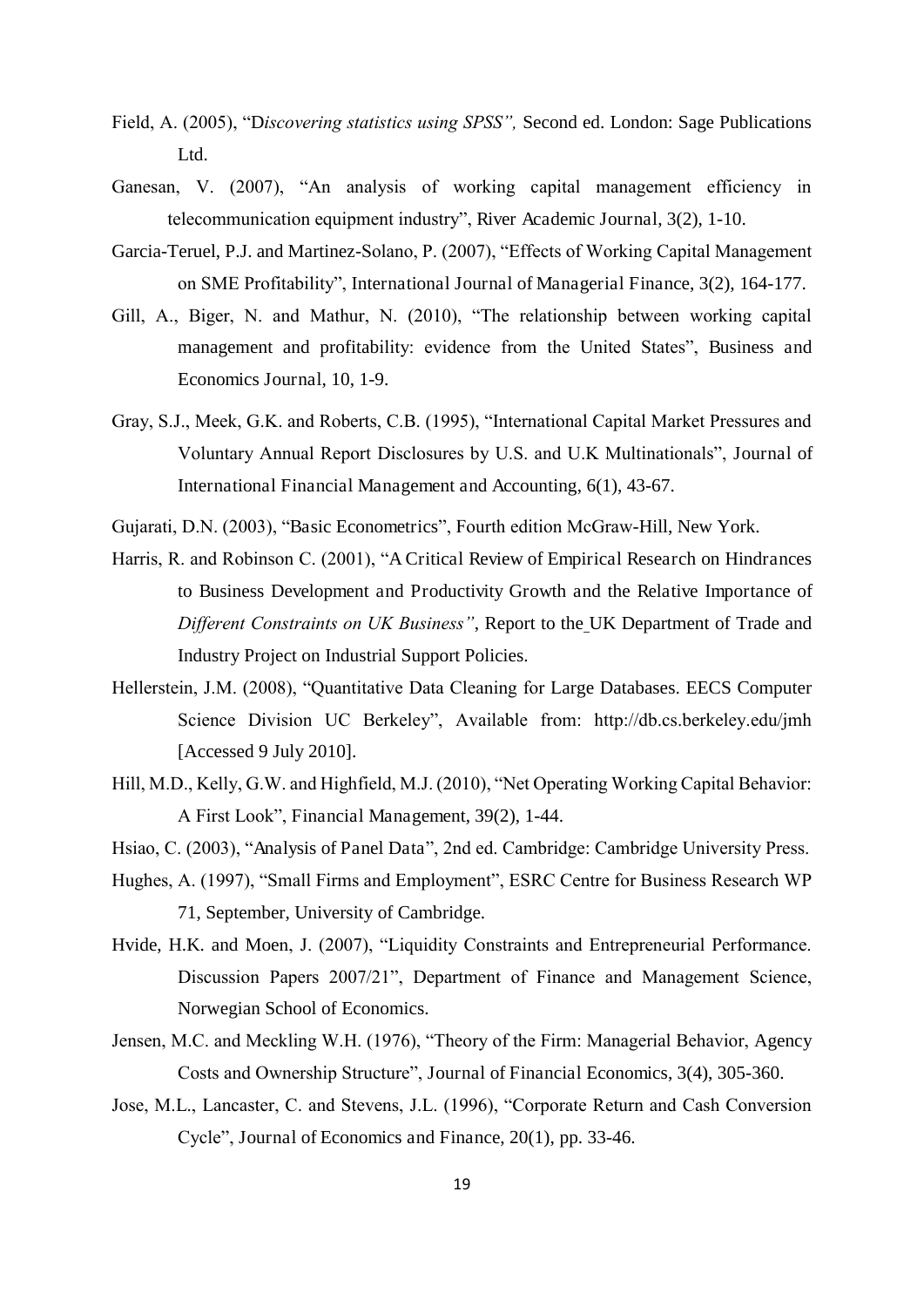Field, A. (2005), "D*iscovering statistics using SPSS",* Second ed. London: Sage Publications Ltd.

Ganesan, V. (2007), "An analysis of working capital management efficiency in telecommunication equipment industry", River Academic Journal, 3(2), 1-10.

Garcia-Teruel, P.J. and Martinez-Solano, P. (2007), "Effects of Working Capital Management on SME Profitability", International Journal of Managerial Finance, 3(2), 164-177.

Gill, A., Biger, N. and Mathur, N. (2010), "The relationship between working capital management and profitability: evidence from the United States", Business and Economics Journal, 10, 1-9.

Gray, S.J., Meek, G.K. and Roberts, C.B. (1995), "International Capital Market Pressures and Voluntary Annual Report Disclosures by U.S. and U.K Multinationals", Journal of International Financial Management and Accounting, 6(1), 43-67.

Gujarati, D.N. (2003), "Basic Econometrics", Fourth edition McGraw-Hill, New York.

Harris, R. and Robinson C. (2001), "A Critical Review of Empirical Research on Hindrances to Business Development and Productivity Growth and the Relative Importance of *Different Constraints on UK Business"*, Report to the UK Department of Trade and Industry Project on Industrial Support Policies.

Hellerstein, J.M. (2008), "Quantitative Data Cleaning for Large Databases. EECS Computer Science Division UC Berkeley", Available from: http://db.cs.berkeley.edu/jmh [Accessed 9 July 2010].

Hill, M.D., Kelly, G.W. and Highfield, M.J. (2010), "Net Operating Working Capital Behavior: A First Look", Financial Management, 39(2), 1-44.

Hsiao, C. (2003), "Analysis of Panel Data", 2nd ed. Cambridge: Cambridge University Press.

Hughes, A. (1997), "Small Firms and Employment", ESRC Centre for Business Research WP 71, September, University of Cambridge.

Hvide, H.K. and Moen, J. (2007), "Liquidity Constraints and Entrepreneurial Performance. Discussion Papers 2007/21", Department of Finance and Management Science, Norwegian School of Economics.

Jensen, M.C. and Meckling W.H. (1976), "Theory of the Firm: Managerial Behavior, Agency Costs and Ownership Structure", Journal of Financial Economics, 3(4), 305-360.

Jose, M.L., Lancaster, C. and Stevens, J.L. (1996), "Corporate Return and Cash Conversion Cycle", Journal of Economics and Finance, 20(1), pp. 33-46.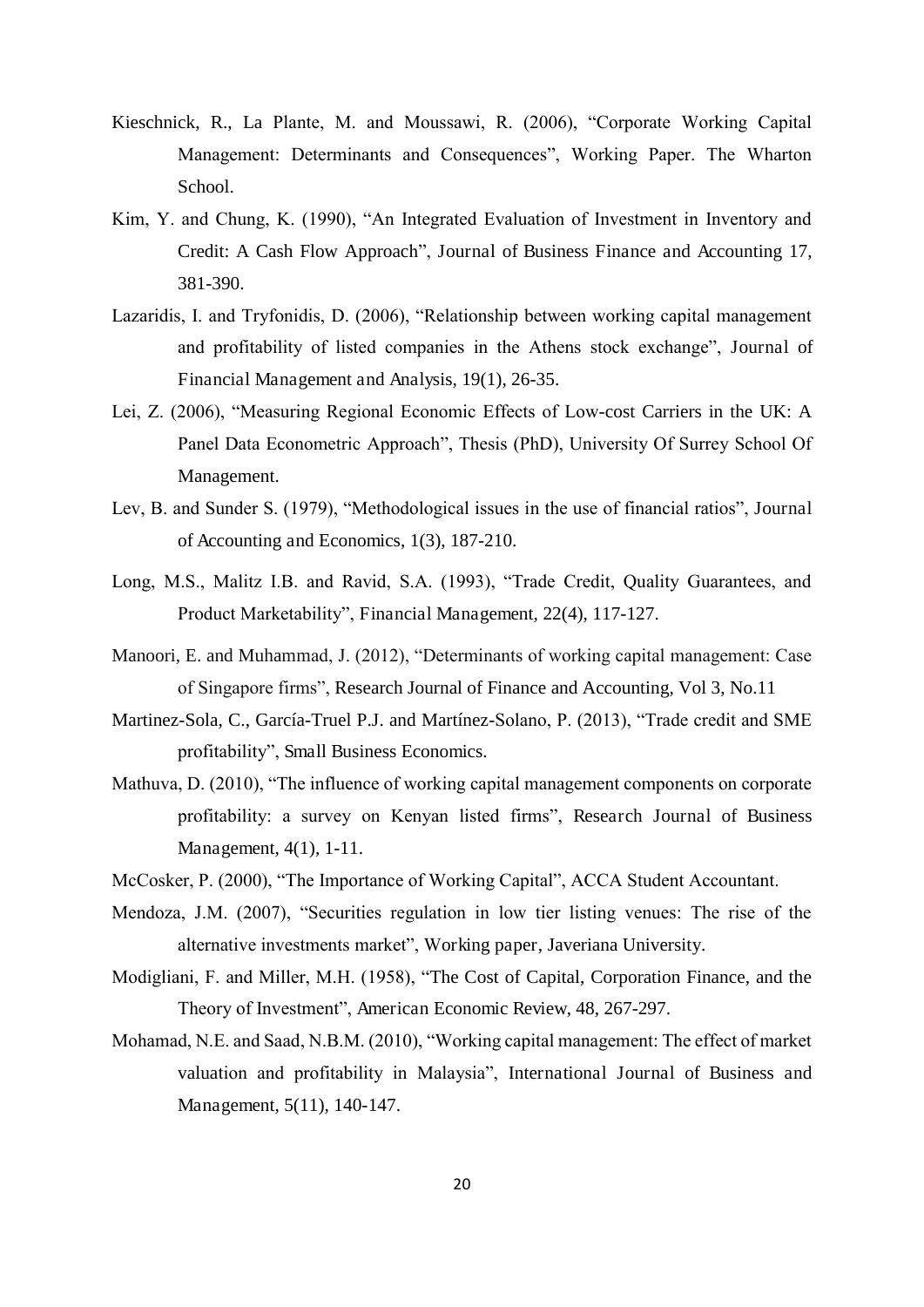Kieschnick, R., La Plante, M. and Moussawi, R. (2006), "Corporate Working Capital Management: Determinants and Consequences", Working Paper. The Wharton School.

Kim, Y. and Chung, K. (1990), "An Integrated Evaluation of Investment in Inventory and Credit: A Cash Flow Approach", Journal of Business Finance and Accounting 17, 381-390.

Lazaridis, I. and Tryfonidis, D. (2006), "Relationship between working capital management and profitability of listed companies in the Athens stock exchange", Journal of Financial Management and Analysis, 19(1), 26-35.

Lei, Z. (2006), "Measuring Regional Economic Effects of Low-cost Carriers in the UK: A Panel Data Econometric Approach", Thesis (PhD), University Of Surrey School Of Management.

Lev, B. and Sunder S. (1979), "Methodological issues in the use of financial ratios", Journal of Accounting and Economics, 1(3), 187-210.

Long, M.S., Malitz I.B. and Ravid, S.A. (1993), "Trade Credit, Quality Guarantees, and Product Marketability", Financial Management, 22(4), 117-127.

Manoori, E. and Muhammad, J. (2012), "Determinants of working capital management: Case of Singapore firms", Research Journal of Finance and Accounting, Vol 3, No.11

Martinez-Sola, C., García-Truel P.J. and Martínez-Solano, P. (2013), "Trade credit and SME profitability", Small Business Economics.

Mathuva, D. (2010), "The influence of working capital management components on corporate profitability: a survey on Kenyan listed firms", Research Journal of Business Management, 4(1), 1-11.

McCosker, P. (2000), "The Importance of Working Capital", ACCA Student Accountant.

Mendoza, J.M. (2007), "Securities regulation in low tier listing venues: The rise of the alternative investments market", Working paper, Javeriana University.

Modigliani, F. and Miller, M.H. (1958), "The Cost of Capital, Corporation Finance, and the Theory of Investment", American Economic Review, 48, 267-297.

Mohamad, N.E. and Saad, N.B.M. (2010), "Working capital management: The effect of market valuation and profitability in Malaysia", International Journal of Business and Management, 5(11), 140-147.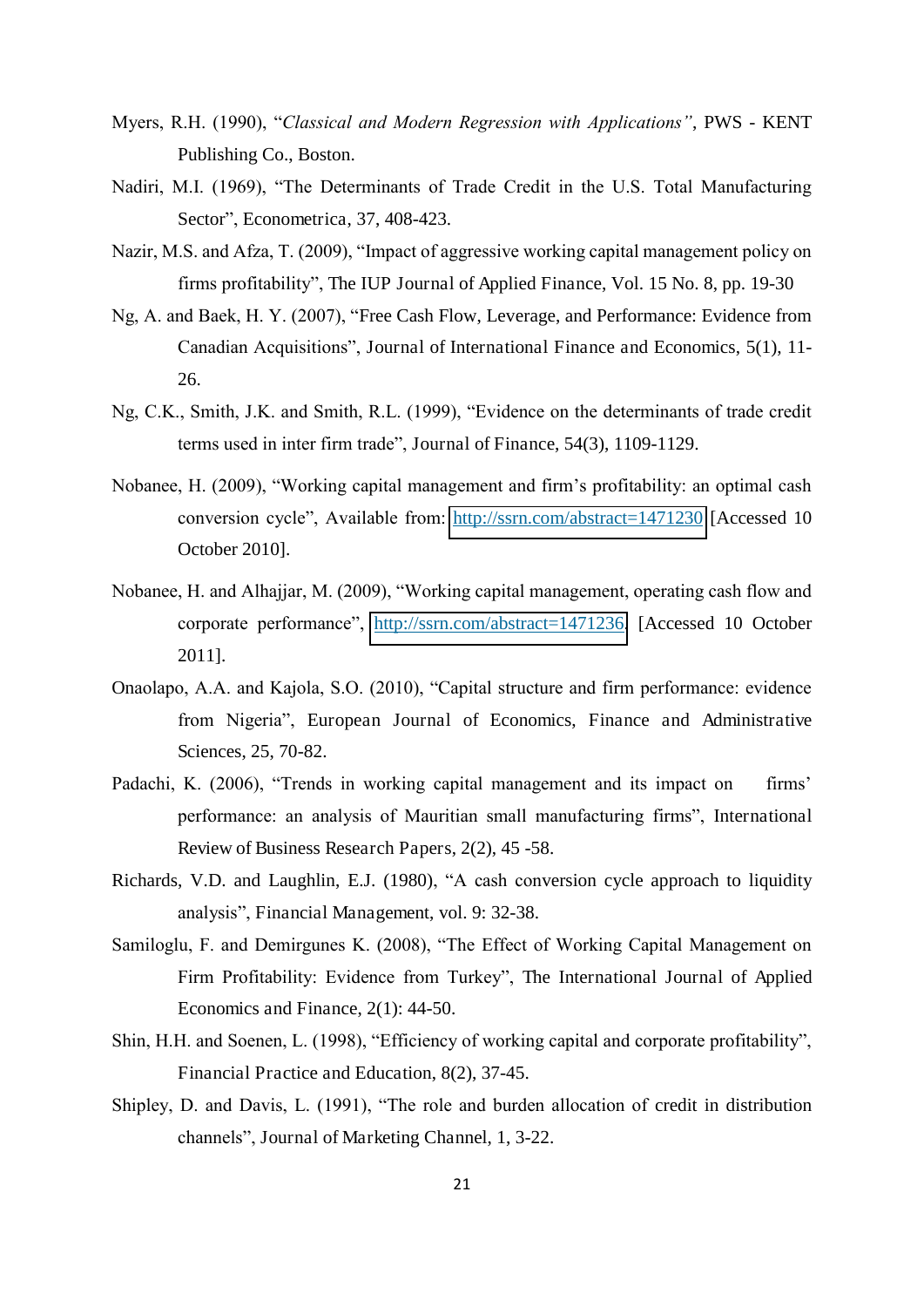Myers, R.H. (1990), "*Classical and Modern Regression with Applications"*, PWS - KENT Publishing Co., Boston.

Nadiri, M.I. (1969), "The Determinants of Trade Credit in the U.S. Total Manufacturing Sector", Econometrica, 37, 408-423.

Nazir, M.S. and Afza, T. (2009), "Impact of aggressive working capital management policy on firms profitability", The IUP Journal of Applied Finance, Vol. 15 No. 8, pp. 19-30

Ng, A. and Baek, H. Y. (2007), "Free Cash Flow, Leverage, and Performance: Evidence from Canadian Acquisitions", Journal of International Finance and Economics, 5(1), 11-26.

Ng, C.K., Smith, J.K. and Smith, R.L. (1999), "Evidence on the determinants of trade credit terms used in inter firm trade", Journal of Finance, 54(3), 1109-1129.

Nobanee, H. (2009), "Working capital management and firm's profitability: an optimal cash conversion cycle", Available from: http://ssrn.com/abstract=1471230 [Accessed 10 October 2010].

Nobanee, H. and Alhajjar, M. (2009), "Working capital management, operating cash flow and corporate performance", http://ssrn.com/abstract=1471236. [Accessed 10 October 2011].

Onaolapo, A.A. and Kajola, S.O. (2010), "Capital structure and firm performance: evidence from Nigeria", European Journal of Economics, Finance and Administrative Sciences, 25, 70-82.

Padachi, K. (2006), "Trends in working capital management and its impact on firms' performance: an analysis of Mauritian small manufacturing firms", International Review of Business Research Papers, 2(2), 45 -58.

Richards, V.D. and Laughlin, E.J. (1980), "A cash conversion cycle approach to liquidity analysis", Financial Management, vol. 9: 32-38.

Samiloglu, F. and Demirgunes K. (2008), "The Effect of Working Capital Management on Firm Profitability: Evidence from Turkey", The International Journal of Applied Economics and Finance, 2(1): 44-50.

Shin, H.H. and Soenen, L. (1998), "Efficiency of working capital and corporate profitability", Financial Practice and Education, 8(2), 37-45.

Shipley, D. and Davis, L. (1991), "The role and burden allocation of credit in distribution channels", Journal of Marketing Channel, 1, 3-22.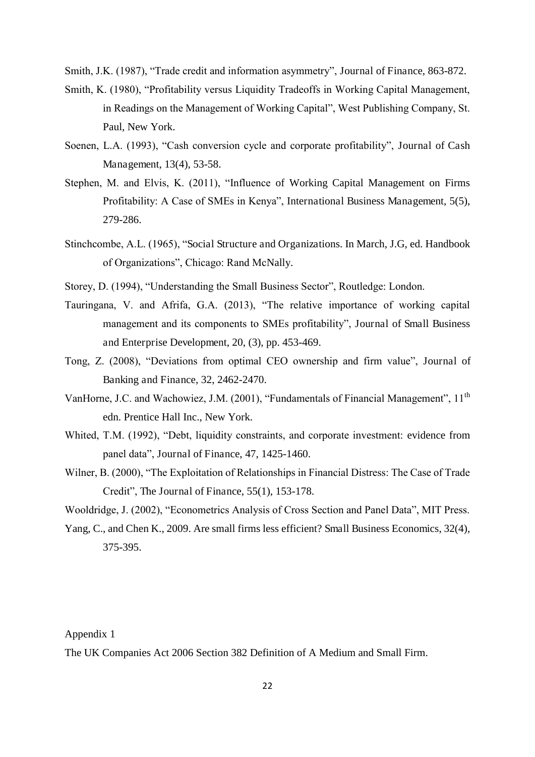Smith, J.K. (1987), "Trade credit and information asymmetry", Journal of Finance, 863-872.

Smith, K. (1980), "Profitability versus Liquidity Tradeoffs in Working Capital Management, in Readings on the Management of Working Capital", West Publishing Company, St. Paul, New York.

Soenen, L.A. (1993), "Cash conversion cycle and corporate profitability", Journal of Cash Management, 13(4), 53-58.

Stephen, M. and Elvis, K. (2011), "Influence of Working Capital Management on Firms Profitability: A Case of SMEs in Kenya", International Business Management, 5(5), 279-286.

Stinchcombe, A.L. (1965), "Social Structure and Organizations. In March, J.G, ed. Handbook of Organizations", Chicago: Rand McNally.

Storey, D. (1994), "Understanding the Small Business Sector", Routledge: London.

Tauringana, V. and Afrifa, G.A. (2013), "The relative importance of working capital management and its components to SMEs profitability", Journal of Small Business and Enterprise Development, 20, (3), pp. 453-469.

Tong, Z. (2008), "Deviations from optimal CEO ownership and firm value", Journal of Banking and Finance, 32, 2462-2470.

VanHorne, J.C. and Wachowiez, J.M. (2001), "Fundamentals of Financial Management", 11th edn. Prentice Hall Inc., New York.

Whited, T.M. (1992), "Debt, liquidity constraints, and corporate investment: evidence from panel data", Journal of Finance, 47, 1425-1460.

Wilner, B. (2000), "The Exploitation of Relationships in Financial Distress: The Case of Trade Credit", The Journal of Finance, 55(1), 153-178.

Wooldridge, J. (2002), "Econometrics Analysis of Cross Section and Panel Data", MIT Press.

Yang, C., and Chen K., 2009. Are small firms less efficient? Small Business Economics, 32(4), 375-395.

Appendix 1

The UK Companies Act 2006 Section 382 Definition of A Medium and Small Firm.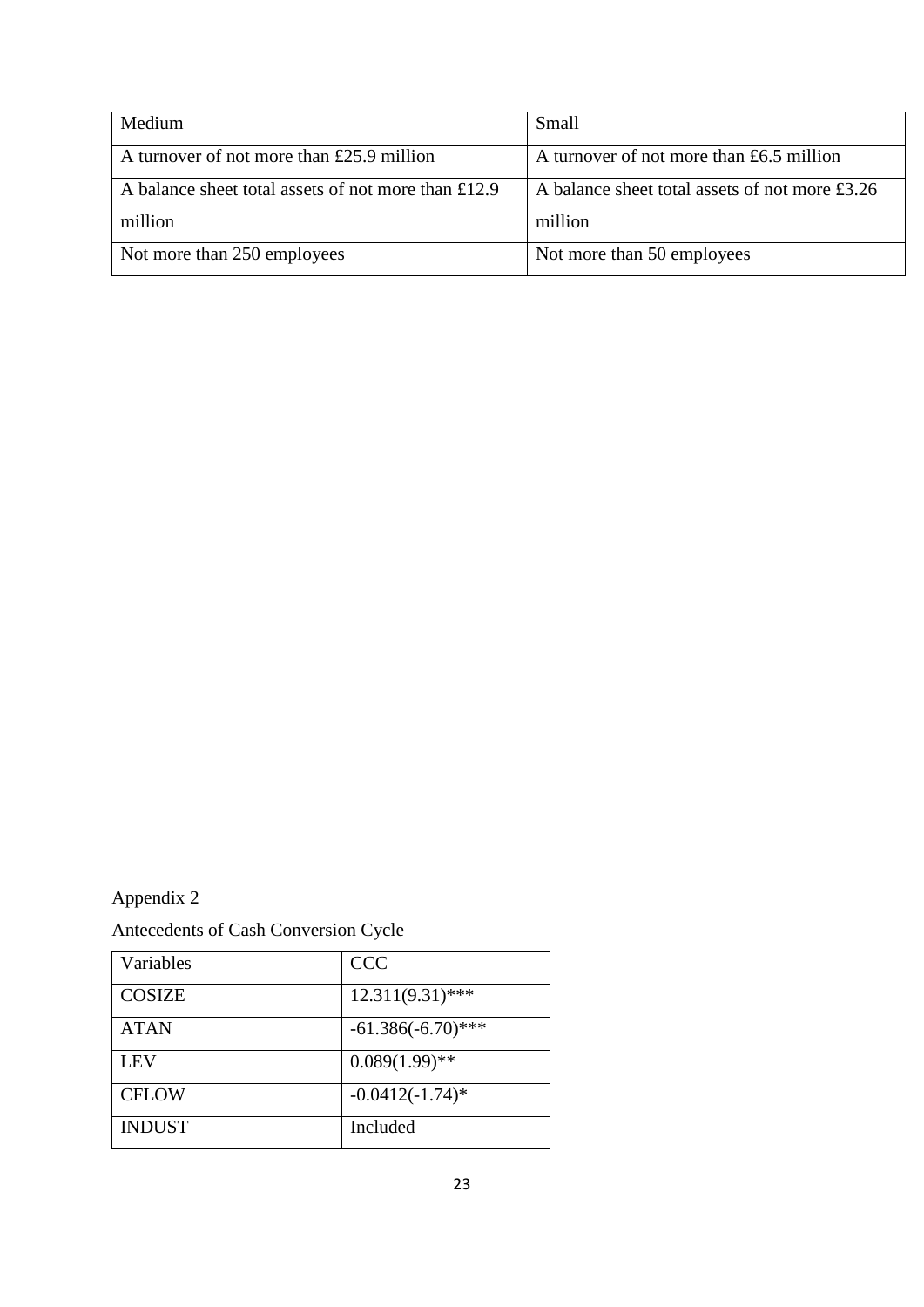| Medium | Small |
|---|---|
| A turnover of not more than £25.9 million | A turnover of not more than £6.5 million |
| A balance sheet total assets of not more than £12.9 million | A balance sheet total assets of not more £3.26 million |
| Not more than 250 employees | Not more than 50 employees |

Appendix 2

Antecedents of Cash Conversion Cycle

| Variables | CCC |
|---|---|
| COSIZE | 12.311(9.31)*** |
| ATAN | -61.386(-6.70)*** |
| LEV | 0.089(1.99)** |
| CFLOW | -0.0412(-1.74)* |
| INDUST | Included |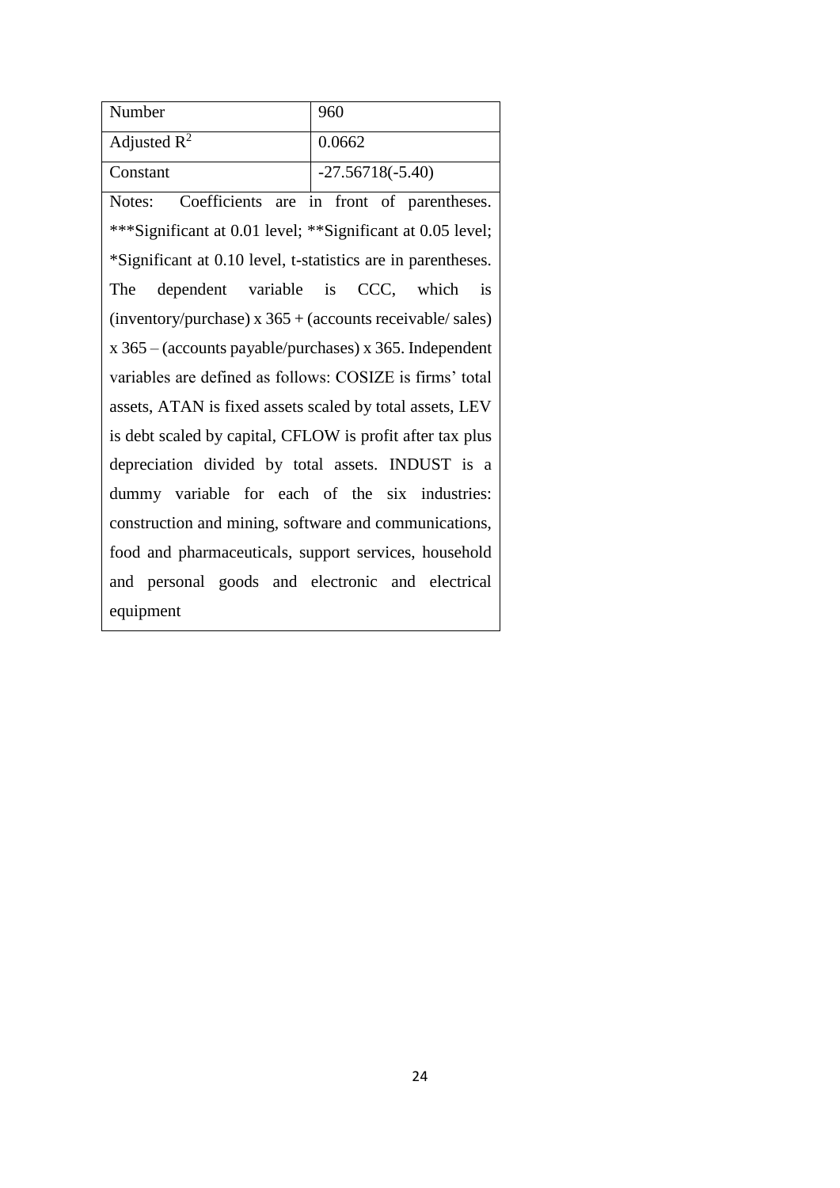| | |
|---|---|
| Number | 960 |
| Adjusted $R^2$ | 0.0662 |
| Constant | -27.56718(-5.40) |

Notes: Coefficients are in front of parentheses. ***Significant at 0.01 level; **Significant at 0.05 level; *Significant at 0.10 level, t-statistics are in parentheses. The dependent variable is CCC, which is (inventory/purchase) x 365 + (accounts receivable/ sales) x 365 – (accounts payable/purchases) x 365. Independent variables are defined as follows: COSIZE is firms' total assets, ATAN is fixed assets scaled by total assets, LEV is debt scaled by capital, CFLOW is profit after tax plus depreciation divided by total assets. INDUST is a dummy variable for each of the six industries: construction and mining, software and communications, food and pharmaceuticals, support services, household and personal goods and electronic and electrical equipment